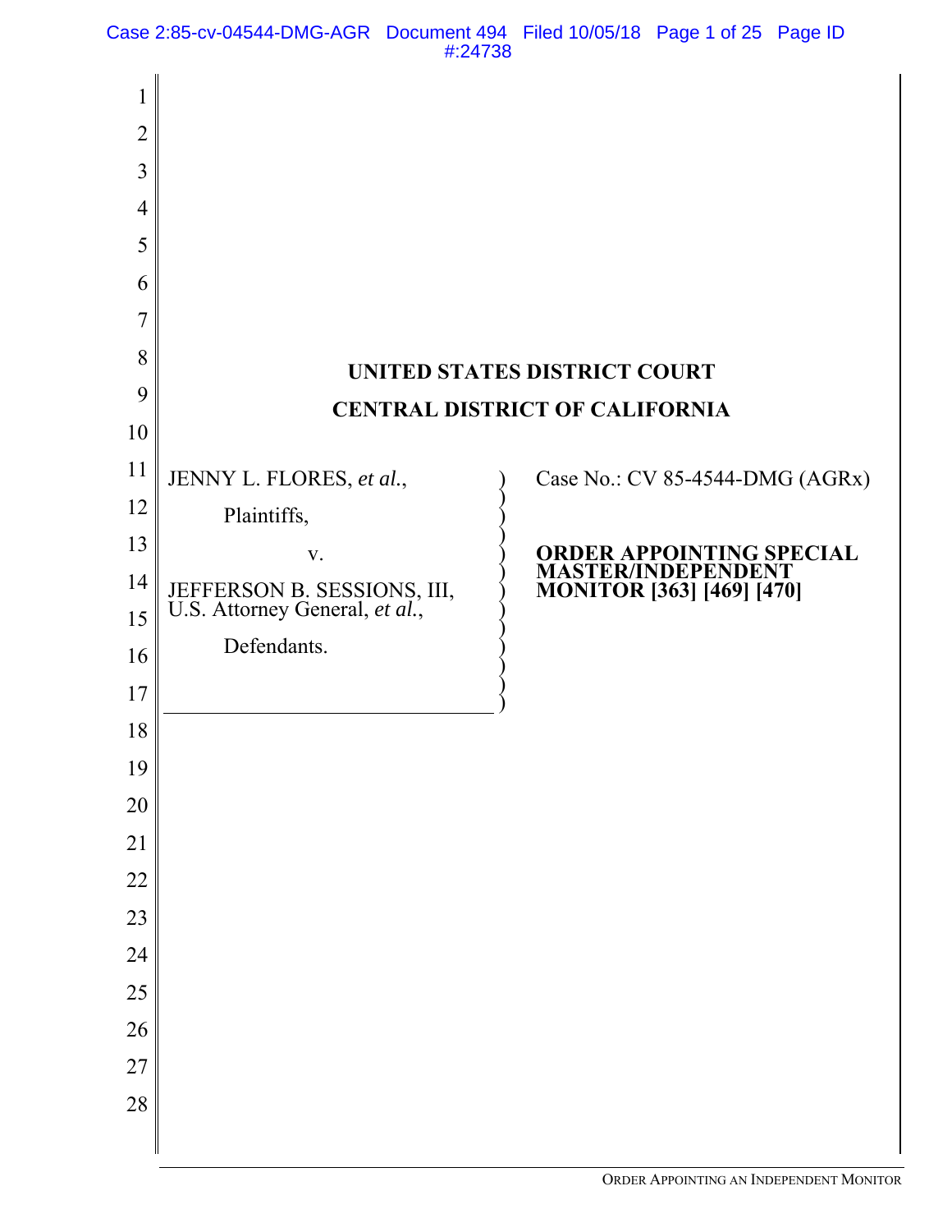# UNITED STATES DISTRICT COURT

# CENTRAL DISTRICT OF CALIFORNIA

JENNY L. FLORES, *et al.*,

Plaintiffs,

v.

JEFFERSON B. SESSIONS, III, U.S. Attorney General, *et al.*,

Defendants.

Case No.: CV 85-4544-DMG (AGRx)

**ORDER APPOINTING SPECIAL MASTER/INDEPENDENT MONITOR [363] [469] [470]**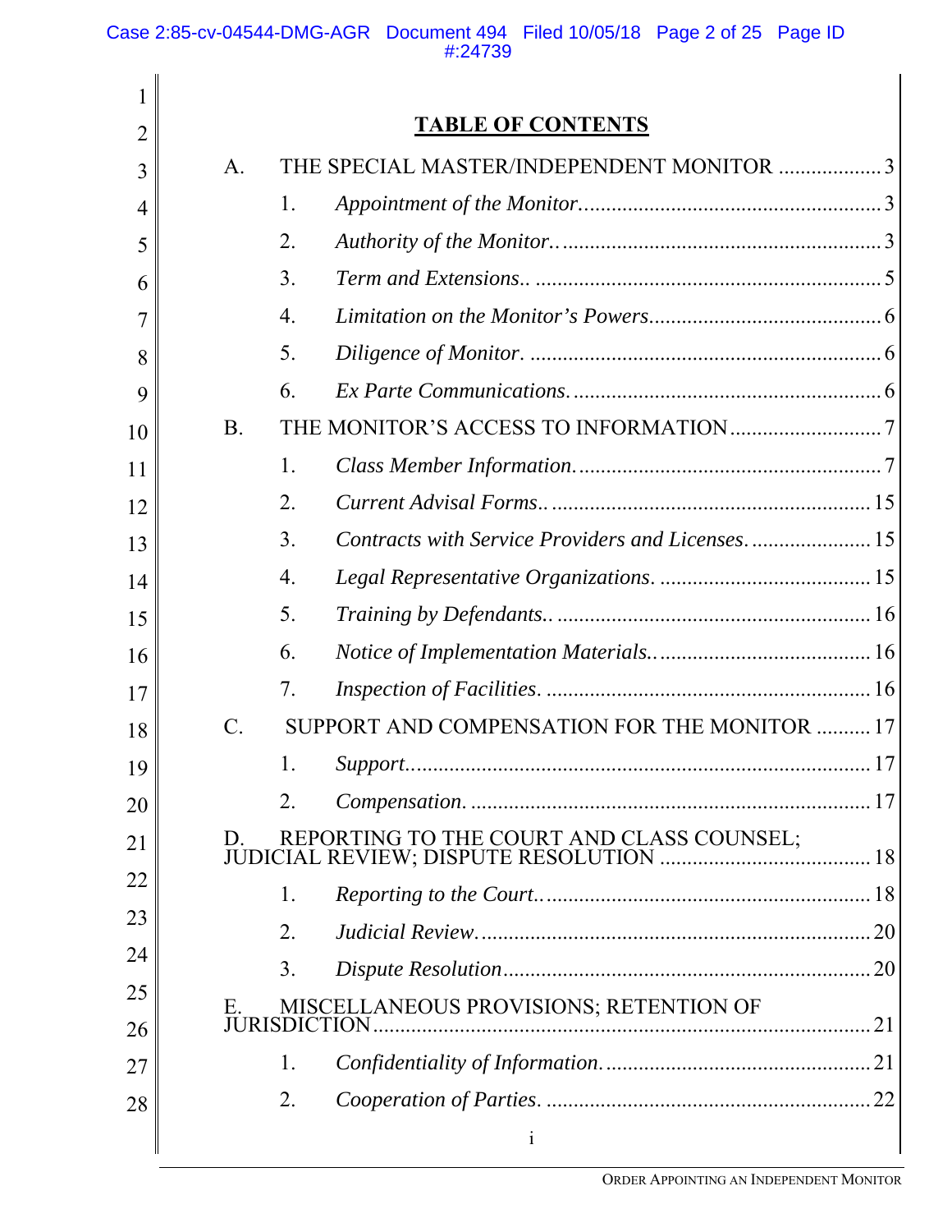## TABLE OF CONTENTS

A. THE SPECIAL MASTER/INDEPENDENT MONITOR .................. 3

1. *Appointment of the Monitor* ....................................................... 3
2. *Authority of the Monitor.* .......................................................... 3
3. *Term and Extensions.* ................................................................ 5
4. *Limitation on the Monitor's Powers* .......................................... 6
5. *Diligence of Monitor.* ................................................................ 6
6. *Ex Parte Communications.* ........................................................ 6

B. THE MONITOR'S ACCESS TO INFORMATION ........................... 7

1. *Class Member Information.* ........................................................ 7
2. *Current Advisal Forms.* ............................................................. 15
3. *Contracts with Service Providers and Licenses.* ....................... 15
4. *Legal Representative Organizations.* ....................................... 15
5. *Training by Defendants.* ........................................................... 16
6. *Notice of Implementation Materials.* ........................................ 16
7. *Inspection of Facilities.* ............................................................ 16

C. SUPPORT AND COMPENSATION FOR THE MONITOR .......... 17

1. *Support* ..................................................................................... 17
2. *Compensation.* .......................................................................... 17

D. REPORTING TO THE COURT AND CLASS COUNSEL; JUDICIAL REVIEW; DISPUTE RESOLUTION ...................................... 18

1. *Reporting to the Court.* ............................................................. 18
2. *Judicial Review.* ........................................................................ 20
3. *Dispute Resolution* .................................................................... 20

E. MISCELLANEOUS PROVISIONS; RETENTION OF JURISDICTION ........................................................................................... 21

1. *Confidentiality of Information.* ................................................. 21
2. *Cooperation of Parties.* ............................................................. 22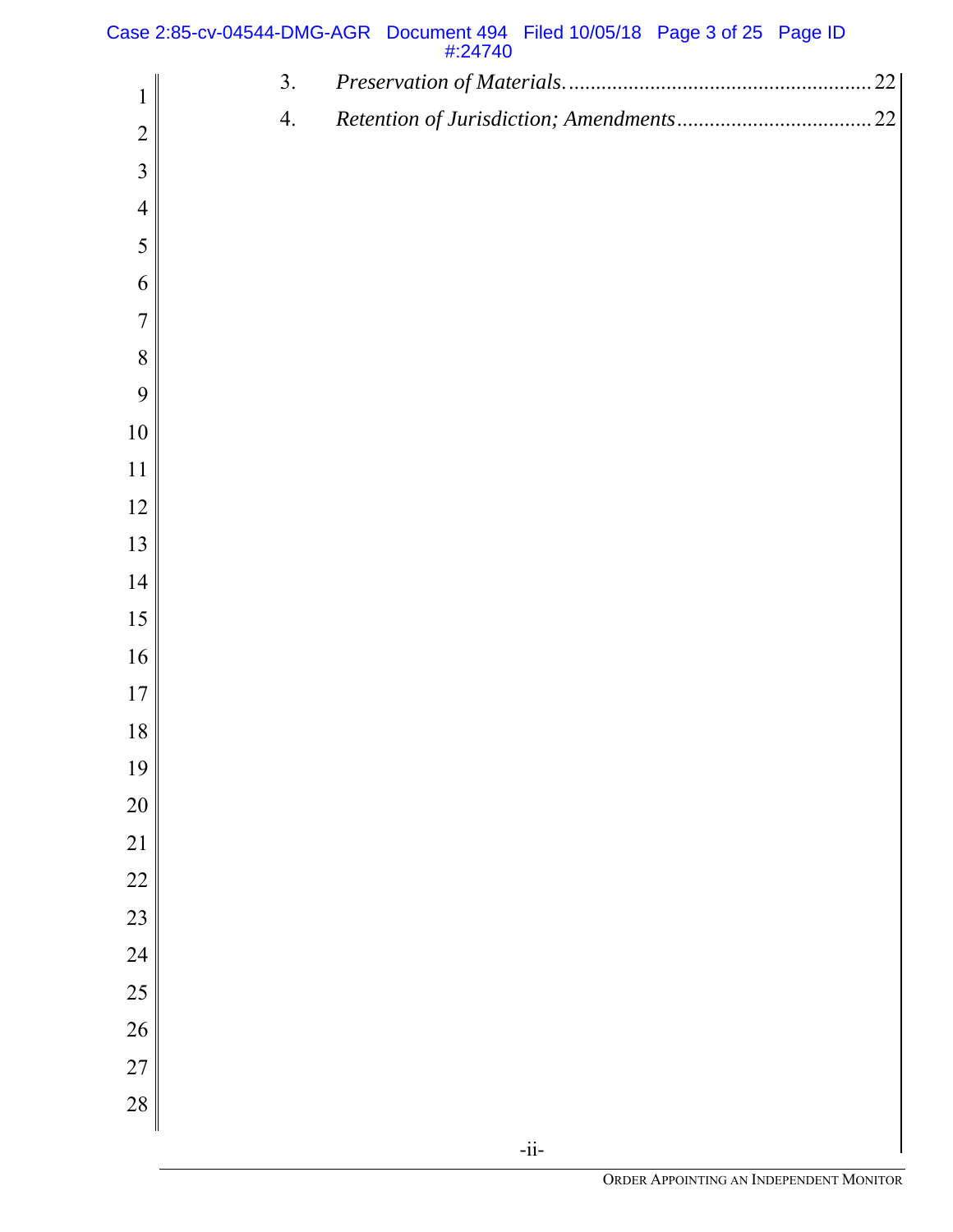3. *Preservation of Materials.* ........................................................ 22

4. *Retention of Jurisdiction; Amendments* .................................... 22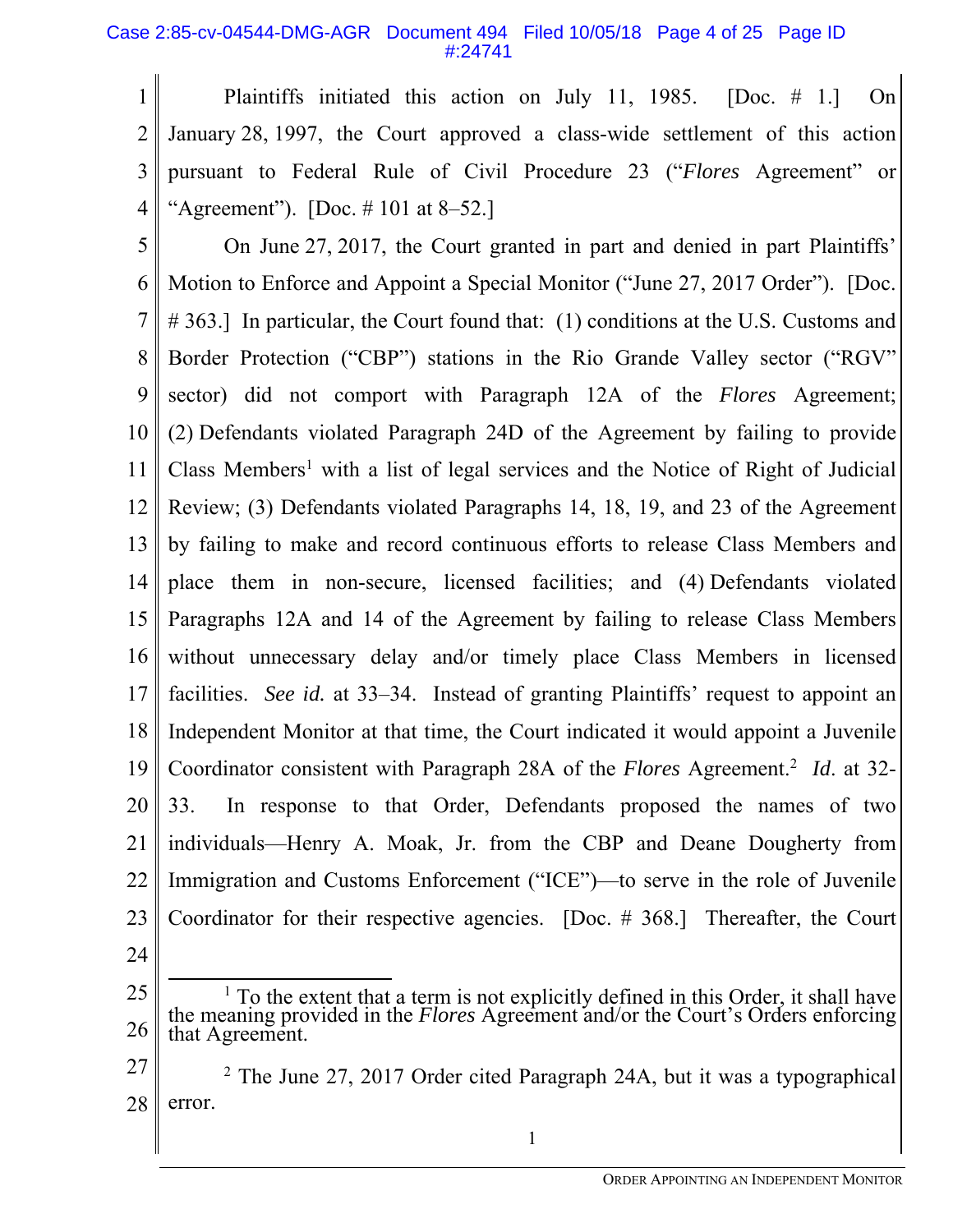Plaintiffs initiated this action on July 11, 1985. [Doc. # 1.] On January 28, 1997, the Court approved a class-wide settlement of this action pursuant to Federal Rule of Civil Procedure 23 ("*Flores* Agreement" or "Agreement"). [Doc. # 101 at 8–52.]

On June 27, 2017, the Court granted in part and denied in part Plaintiffs' Motion to Enforce and Appoint a Special Monitor ("June 27, 2017 Order"). [Doc. # 363.] In particular, the Court found that: (1) conditions at the U.S. Customs and Border Protection ("CBP") stations in the Rio Grande Valley sector ("RGV" sector) did not comport with Paragraph 12A of the *Flores* Agreement; (2) Defendants violated Paragraph 24D of the Agreement by failing to provide Class Members[1] with a list of legal services and the Notice of Right of Judicial Review; (3) Defendants violated Paragraphs 14, 18, 19, and 23 of the Agreement by failing to make and record continuous efforts to release Class Members and place them in non-secure, licensed facilities; and (4) Defendants violated Paragraphs 12A and 14 of the Agreement by failing to release Class Members without unnecessary delay and/or timely place Class Members in licensed facilities. *See id.* at 33–34. Instead of granting Plaintiffs' request to appoint an Independent Monitor at that time, the Court indicated it would appoint a Juvenile Coordinator consistent with Paragraph 28A of the *Flores* Agreement.[2] *Id*. at 32-33. In response to that Order, Defendants proposed the names of two individuals—Henry A. Moak, Jr. from the CBP and Deane Dougherty from Immigration and Customs Enforcement ("ICE")—to serve in the role of Juvenile Coordinator for their respective agencies. [Doc. # 368.] Thereafter, the Court

---

[1] To the extent that a term is not explicitly defined in this Order, it shall have the meaning provided in the *Flores* Agreement and/or the Court's Orders enforcing that Agreement.

[2] The June 27, 2017 Order cited Paragraph 24A, but it was a typographical error.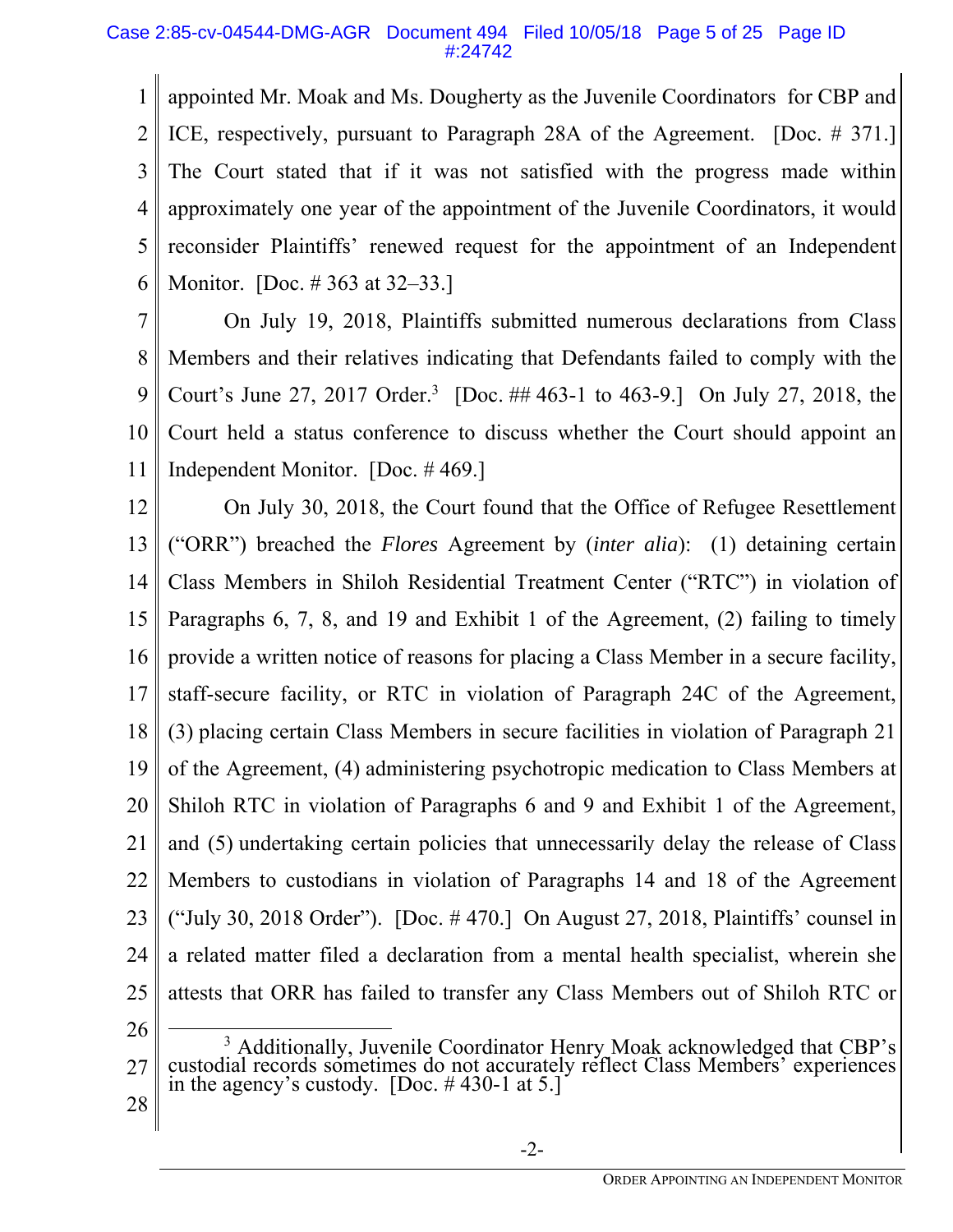appointed Mr. Moak and Ms. Dougherty as the Juvenile Coordinators for CBP and ICE, respectively, pursuant to Paragraph 28A of the Agreement. [Doc. # 371.] The Court stated that if it was not satisfied with the progress made within approximately one year of the appointment of the Juvenile Coordinators, it would reconsider Plaintiffs' renewed request for the appointment of an Independent Monitor. [Doc. # 363 at 32–33.]

On July 19, 2018, Plaintiffs submitted numerous declarations from Class Members and their relatives indicating that Defendants failed to comply with the Court's June 27, 2017 Order.[3] [Doc. ## 463-1 to 463-9.] On July 27, 2018, the Court held a status conference to discuss whether the Court should appoint an Independent Monitor. [Doc. # 469.]

On July 30, 2018, the Court found that the Office of Refugee Resettlement ("ORR") breached the *Flores* Agreement by (*inter alia*): (1) detaining certain Class Members in Shiloh Residential Treatment Center ("RTC") in violation of Paragraphs 6, 7, 8, and 19 and Exhibit 1 of the Agreement, (2) failing to timely provide a written notice of reasons for placing a Class Member in a secure facility, staff-secure facility, or RTC in violation of Paragraph 24C of the Agreement, (3) placing certain Class Members in secure facilities in violation of Paragraph 21 of the Agreement, (4) administering psychotropic medication to Class Members at Shiloh RTC in violation of Paragraphs 6 and 9 and Exhibit 1 of the Agreement, and (5) undertaking certain policies that unnecessarily delay the release of Class Members to custodians in violation of Paragraphs 14 and 18 of the Agreement ("July 30, 2018 Order"). [Doc. # 470.] On August 27, 2018, Plaintiffs' counsel in a related matter filed a declaration from a mental health specialist, wherein she attests that ORR has failed to transfer any Class Members out of Shiloh RTC or

---

[3] Additionally, Juvenile Coordinator Henry Moak acknowledged that CBP's custodial records sometimes do not accurately reflect Class Members' experiences in the agency's custody. [Doc. # 430-1 at 5.]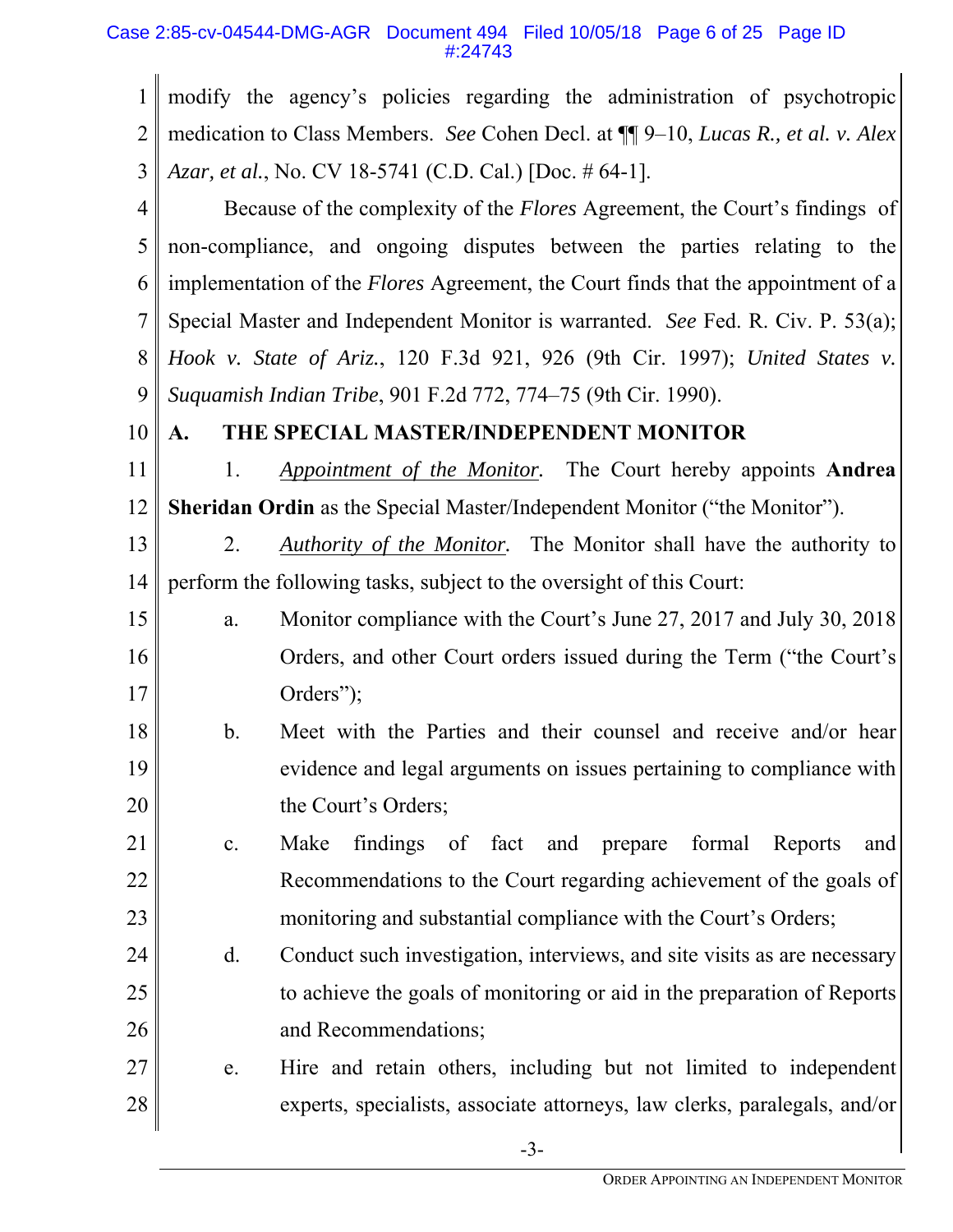modify the agency's policies regarding the administration of psychotropic medication to Class Members. *See* Cohen Decl. at ¶¶ 9–10, *Lucas R., et al. v. Alex Azar, et al.*, No. CV 18-5741 (C.D. Cal.) [Doc. # 64-1].

Because of the complexity of the *Flores* Agreement, the Court's findings of non-compliance, and ongoing disputes between the parties relating to the implementation of the *Flores* Agreement, the Court finds that the appointment of a Special Master and Independent Monitor is warranted. *See* Fed. R. Civ. P. 53(a); *Hook v. State of Ariz.*, 120 F.3d 921, 926 (9th Cir. 1997); *United States v. Suquamish Indian Tribe*, 901 F.2d 772, 774–75 (9th Cir. 1990).

## A. THE SPECIAL MASTER/INDEPENDENT MONITOR

1. *Appointment of the Monitor.* The Court hereby appoints **Andrea Sheridan Ordin** as the Special Master/Independent Monitor ("the Monitor").

2. *Authority of the Monitor.* The Monitor shall have the authority to perform the following tasks, subject to the oversight of this Court:

   a. Monitor compliance with the Court's June 27, 2017 and July 30, 2018 Orders, and other Court orders issued during the Term ("the Court's Orders");

   b. Meet with the Parties and their counsel and receive and/or hear evidence and legal arguments on issues pertaining to compliance with the Court's Orders;

   c. Make findings of fact and prepare formal Reports and Recommendations to the Court regarding achievement of the goals of monitoring and substantial compliance with the Court's Orders;

   d. Conduct such investigation, interviews, and site visits as are necessary to achieve the goals of monitoring or aid in the preparation of Reports and Recommendations;

   e. Hire and retain others, including but not limited to independent experts, specialists, associate attorneys, law clerks, paralegals, and/or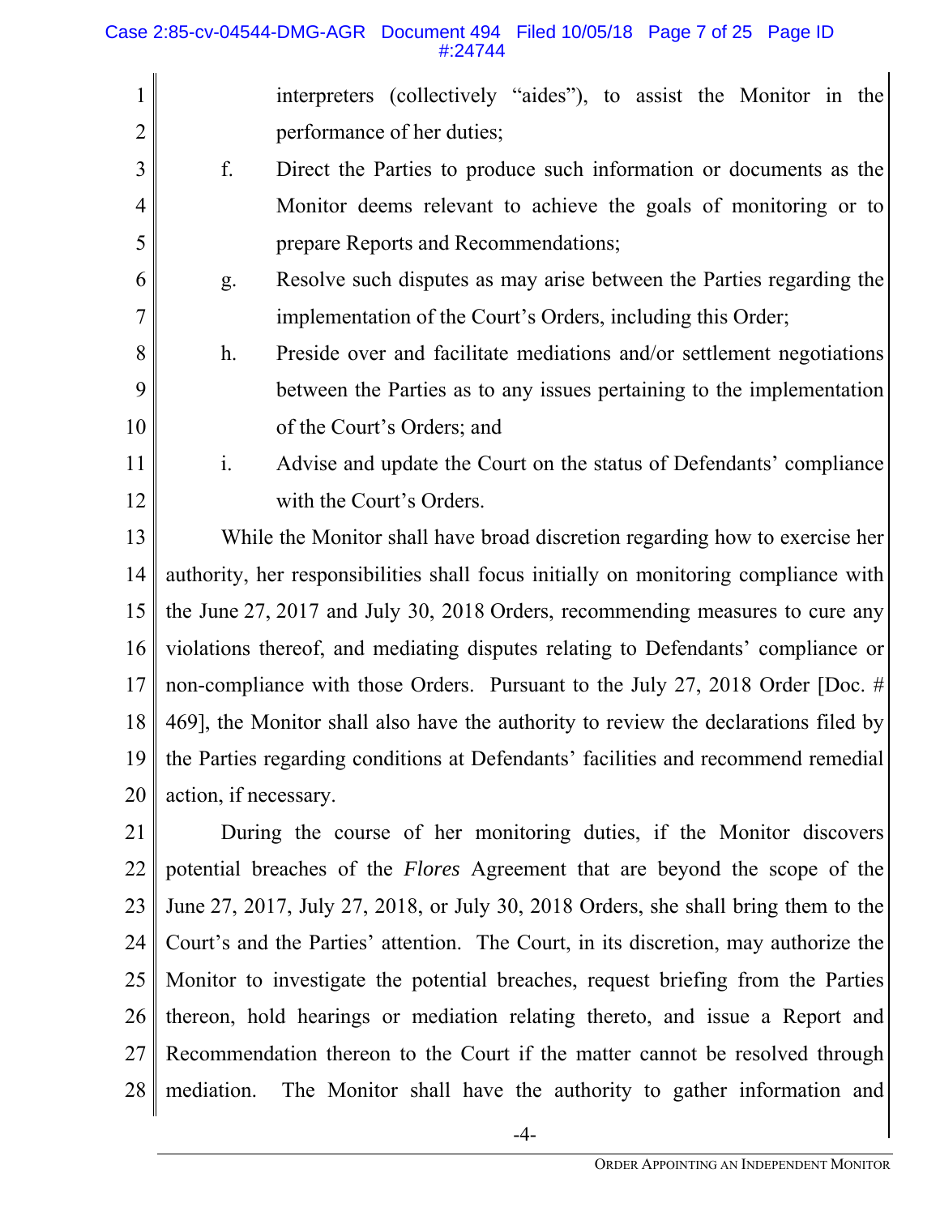interpreters (collectively "aides"), to assist the Monitor in the performance of her duties;

f. Direct the Parties to produce such information or documents as the Monitor deems relevant to achieve the goals of monitoring or to prepare Reports and Recommendations;

g. Resolve such disputes as may arise between the Parties regarding the implementation of the Court's Orders, including this Order;

h. Preside over and facilitate mediations and/or settlement negotiations between the Parties as to any issues pertaining to the implementation of the Court's Orders; and

i. Advise and update the Court on the status of Defendants' compliance with the Court's Orders.

While the Monitor shall have broad discretion regarding how to exercise her authority, her responsibilities shall focus initially on monitoring compliance with the June 27, 2017 and July 30, 2018 Orders, recommending measures to cure any violations thereof, and mediating disputes relating to Defendants' compliance or non-compliance with those Orders. Pursuant to the July 27, 2018 Order [Doc. # 469], the Monitor shall also have the authority to review the declarations filed by the Parties regarding conditions at Defendants' facilities and recommend remedial action, if necessary.

During the course of her monitoring duties, if the Monitor discovers potential breaches of the *Flores* Agreement that are beyond the scope of the June 27, 2017, July 27, 2018, or July 30, 2018 Orders, she shall bring them to the Court's and the Parties' attention. The Court, in its discretion, may authorize the Monitor to investigate the potential breaches, request briefing from the Parties thereon, hold hearings or mediation relating thereto, and issue a Report and Recommendation thereon to the Court if the matter cannot be resolved through mediation. The Monitor shall have the authority to gather information and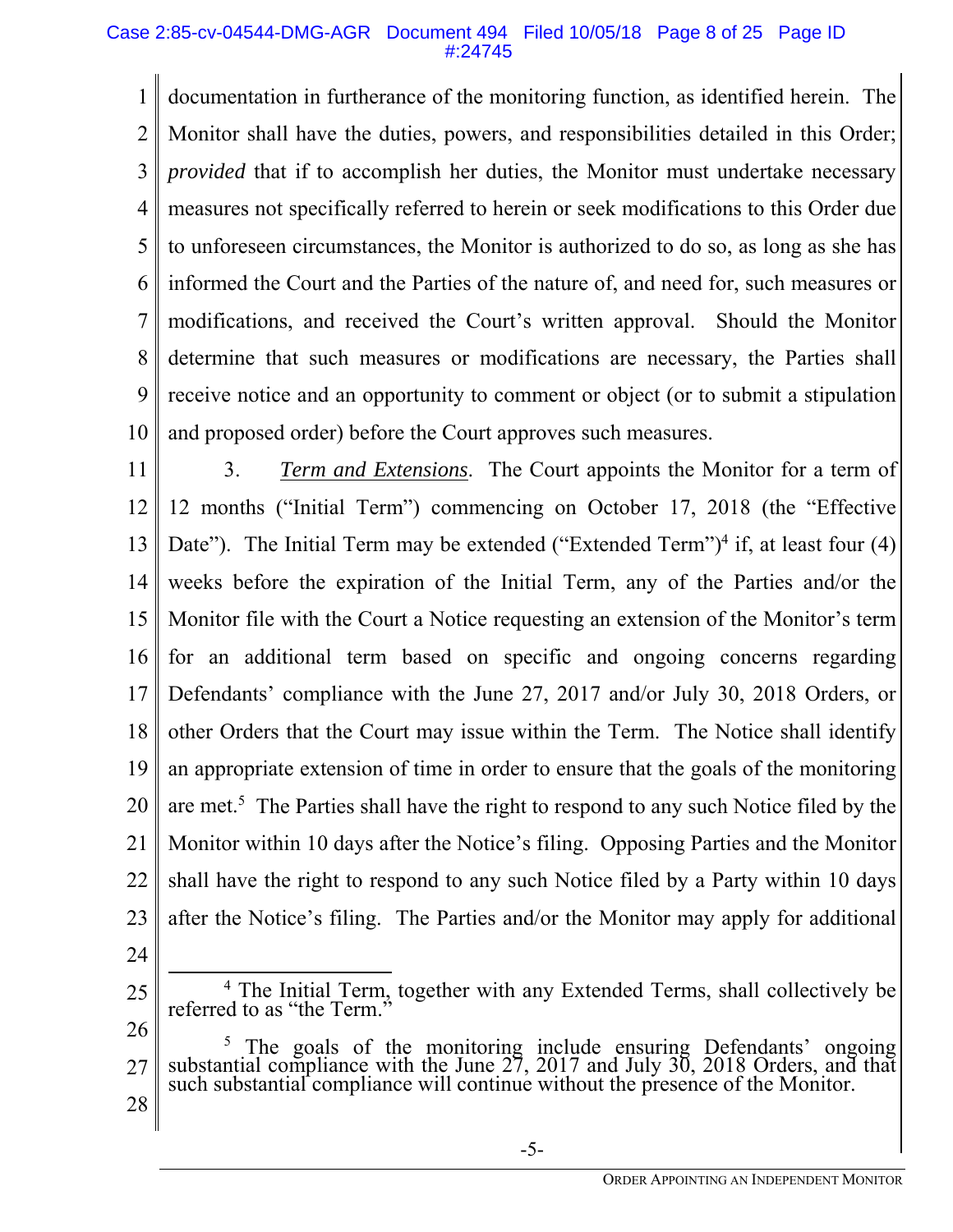documentation in furtherance of the monitoring function, as identified herein. The Monitor shall have the duties, powers, and responsibilities detailed in this Order; *provided* that if to accomplish her duties, the Monitor must undertake necessary measures not specifically referred to herein or seek modifications to this Order due to unforeseen circumstances, the Monitor is authorized to do so, as long as she has informed the Court and the Parties of the nature of, and need for, such measures or modifications, and received the Court's written approval. Should the Monitor determine that such measures or modifications are necessary, the Parties shall receive notice and an opportunity to comment or object (or to submit a stipulation and proposed order) before the Court approves such measures.

3. *Term and Extensions*. The Court appoints the Monitor for a term of 12 months ("Initial Term") commencing on October 17, 2018 (the "Effective Date"). The Initial Term may be extended ("Extended Term")[4] if, at least four (4) weeks before the expiration of the Initial Term, any of the Parties and/or the Monitor file with the Court a Notice requesting an extension of the Monitor's term for an additional term based on specific and ongoing concerns regarding Defendants' compliance with the June 27, 2017 and/or July 30, 2018 Orders, or other Orders that the Court may issue within the Term. The Notice shall identify an appropriate extension of time in order to ensure that the goals of the monitoring are met.[5] The Parties shall have the right to respond to any such Notice filed by the Monitor within 10 days after the Notice's filing. Opposing Parties and the Monitor shall have the right to respond to any such Notice filed by a Party within 10 days after the Notice's filing. The Parties and/or the Monitor may apply for additional

---

[4] The Initial Term, together with any Extended Terms, shall collectively be referred to as "the Term."

[5] The goals of the monitoring include ensuring Defendants' ongoing substantial compliance with the June 27, 2017 and July 30, 2018 Orders, and that such substantial compliance will continue without the presence of the Monitor.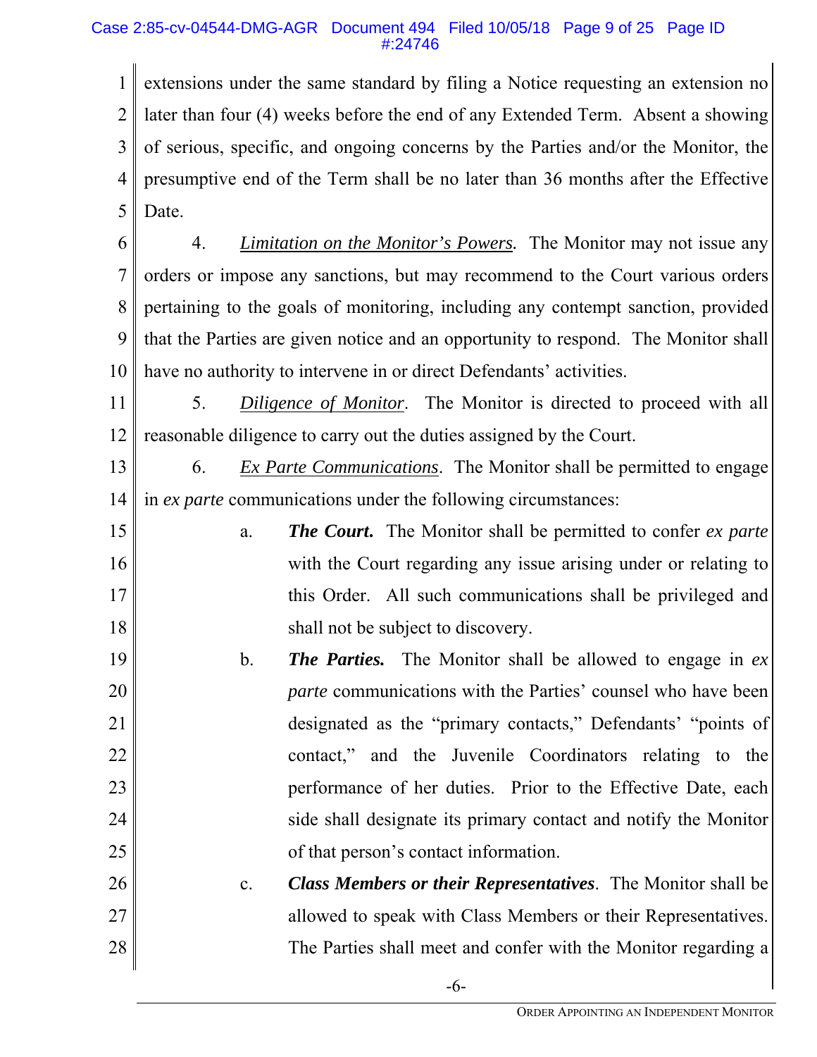extensions under the same standard by filing a Notice requesting an extension no later than four (4) weeks before the end of any Extended Term. Absent a showing of serious, specific, and ongoing concerns by the Parties and/or the Monitor, the presumptive end of the Term shall be no later than 36 months after the Effective Date.

4. *Limitation on the Monitor's Powers.* The Monitor may not issue any orders or impose any sanctions, but may recommend to the Court various orders pertaining to the goals of monitoring, including any contempt sanction, provided that the Parties are given notice and an opportunity to respond. The Monitor shall have no authority to intervene in or direct Defendants' activities.

5. *Diligence of Monitor*. The Monitor is directed to proceed with all reasonable diligence to carry out the duties assigned by the Court.

6. *Ex Parte Communications*. The Monitor shall be permitted to engage in *ex parte* communications under the following circumstances:

a. ***The Court.*** The Monitor shall be permitted to confer *ex parte* with the Court regarding any issue arising under or relating to this Order. All such communications shall be privileged and shall not be subject to discovery.

b. ***The Parties.*** The Monitor shall be allowed to engage in *ex parte* communications with the Parties' counsel who have been designated as the "primary contacts," Defendants' "points of contact," and the Juvenile Coordinators relating to the performance of her duties. Prior to the Effective Date, each side shall designate its primary contact and notify the Monitor of that person's contact information.

c. ***Class Members or their Representatives***. The Monitor shall be allowed to speak with Class Members or their Representatives. The Parties shall meet and confer with the Monitor regarding a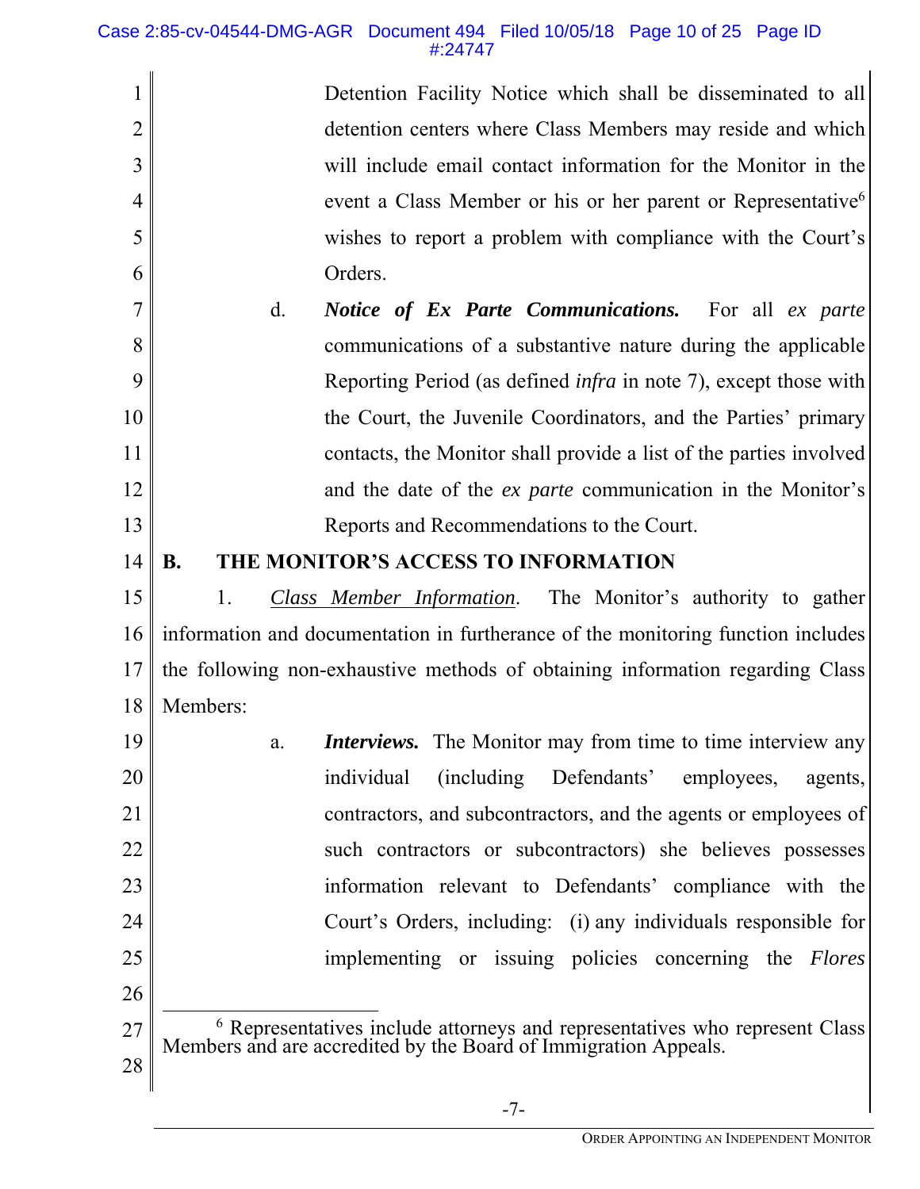Detention Facility Notice which shall be disseminated to all detention centers where Class Members may reside and which will include email contact information for the Monitor in the event a Class Member or his or her parent or Representative[6] wishes to report a problem with compliance with the Court's Orders.

d. ***Notice of Ex Parte Communications.*** For all *ex parte* communications of a substantive nature during the applicable Reporting Period (as defined *infra* in note 7), except those with the Court, the Juvenile Coordinators, and the Parties' primary contacts, the Monitor shall provide a list of the parties involved and the date of the *ex parte* communication in the Monitor's Reports and Recommendations to the Court.

## B. THE MONITOR'S ACCESS TO INFORMATION

1. *Class Member Information*. The Monitor's authority to gather information and documentation in furtherance of the monitoring function includes the following non-exhaustive methods of obtaining information regarding Class Members:

a. ***Interviews.*** The Monitor may from time to time interview any individual (including Defendants' employees, agents, contractors, and subcontractors, and the agents or employees of such contractors or subcontractors) she believes possesses information relevant to Defendants' compliance with the Court's Orders, including: (i) any individuals responsible for implementing or issuing policies concerning the *Flores*

---

[6] Representatives include attorneys and representatives who represent Class Members and are accredited by the Board of Immigration Appeals.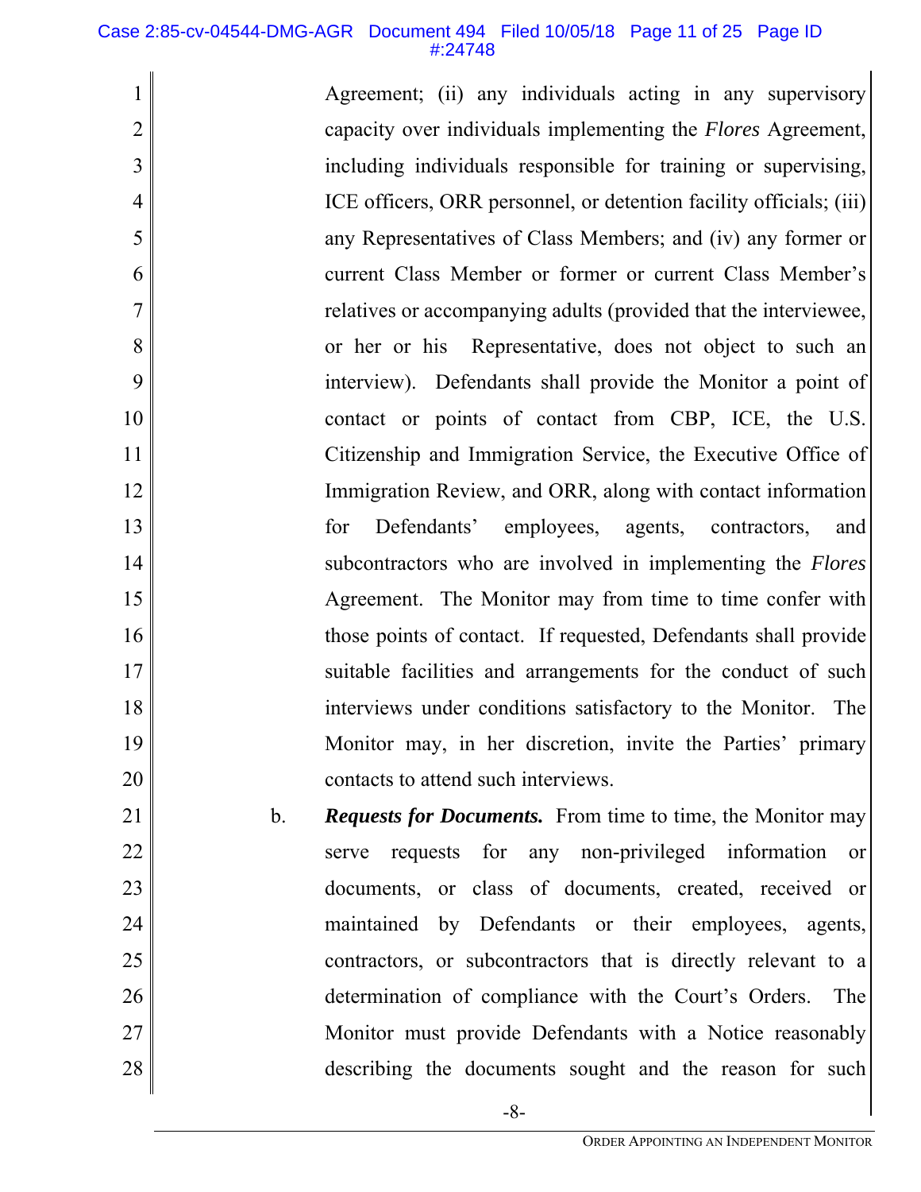Agreement; (ii) any individuals acting in any supervisory capacity over individuals implementing the *Flores* Agreement, including individuals responsible for training or supervising, ICE officers, ORR personnel, or detention facility officials; (iii) any Representatives of Class Members; and (iv) any former or current Class Member or former or current Class Member's relatives or accompanying adults (provided that the interviewee, or her or his Representative, does not object to such an interview). Defendants shall provide the Monitor a point of contact or points of contact from CBP, ICE, the U.S. Citizenship and Immigration Service, the Executive Office of Immigration Review, and ORR, along with contact information for Defendants' employees, agents, contractors, and subcontractors who are involved in implementing the *Flores* Agreement. The Monitor may from time to time confer with those points of contact. If requested, Defendants shall provide suitable facilities and arrangements for the conduct of such interviews under conditions satisfactory to the Monitor. The Monitor may, in her discretion, invite the Parties' primary contacts to attend such interviews.

b. ***Requests for Documents.*** From time to time, the Monitor may serve requests for any non-privileged information or documents, or class of documents, created, received or maintained by Defendants or their employees, agents, contractors, or subcontractors that is directly relevant to a determination of compliance with the Court's Orders. The Monitor must provide Defendants with a Notice reasonably describing the documents sought and the reason for such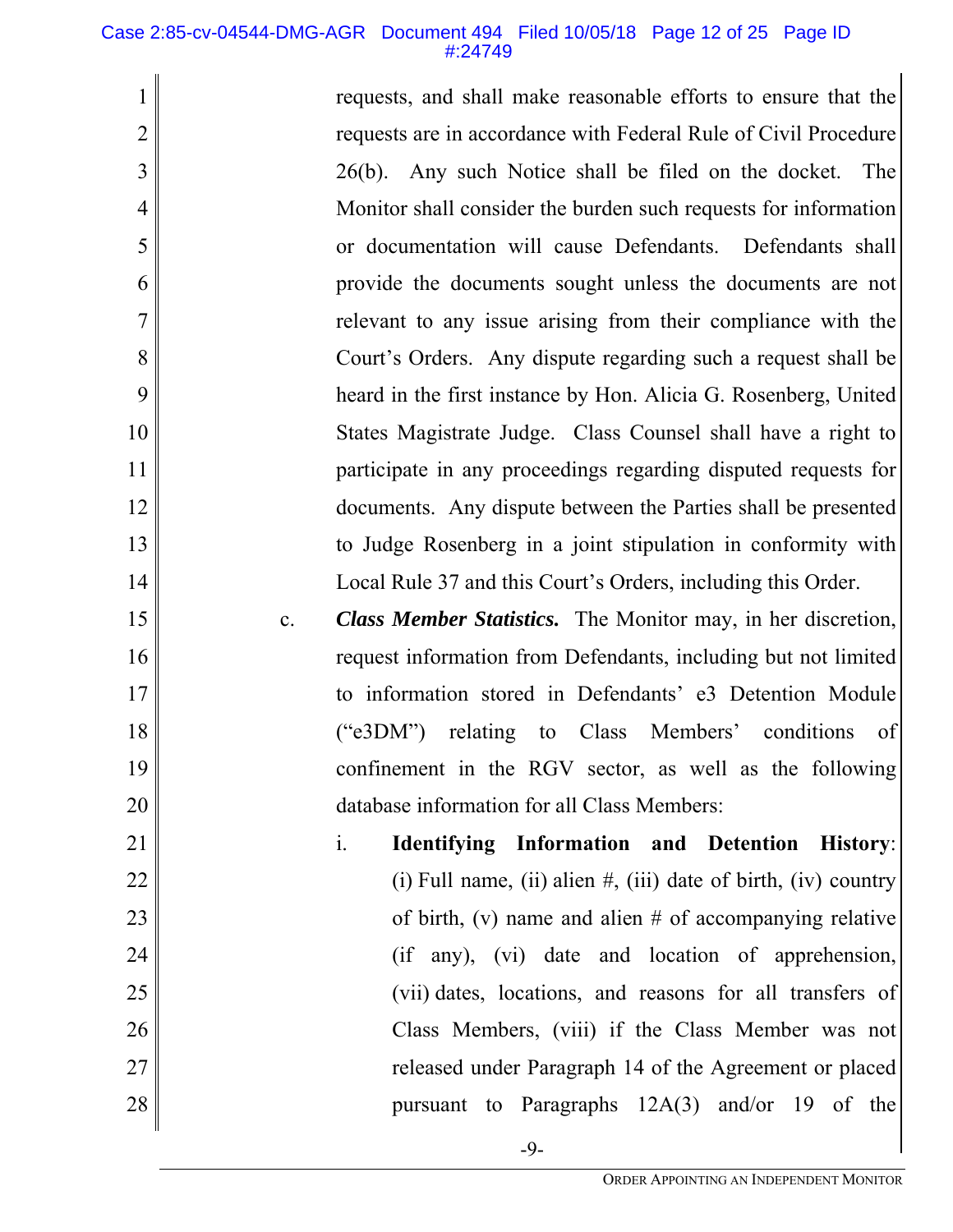requests, and shall make reasonable efforts to ensure that the requests are in accordance with Federal Rule of Civil Procedure 26(b). Any such Notice shall be filed on the docket. The Monitor shall consider the burden such requests for information or documentation will cause Defendants. Defendants shall provide the documents sought unless the documents are not relevant to any issue arising from their compliance with the Court's Orders. Any dispute regarding such a request shall be heard in the first instance by Hon. Alicia G. Rosenberg, United States Magistrate Judge. Class Counsel shall have a right to participate in any proceedings regarding disputed requests for documents. Any dispute between the Parties shall be presented to Judge Rosenberg in a joint stipulation in conformity with Local Rule 37 and this Court's Orders, including this Order.

c. ***Class Member Statistics.*** The Monitor may, in her discretion, request information from Defendants, including but not limited to information stored in Defendants' e3 Detention Module ("e3DM") relating to Class Members' conditions of confinement in the RGV sector, as well as the following database information for all Class Members:

   i. **Identifying Information and Detention History**: (i) Full name, (ii) alien #, (iii) date of birth, (iv) country of birth, (v) name and alien # of accompanying relative (if any), (vi) date and location of apprehension, (vii) dates, locations, and reasons for all transfers of Class Members, (viii) if the Class Member was not released under Paragraph 14 of the Agreement or placed pursuant to Paragraphs 12A(3) and/or 19 of the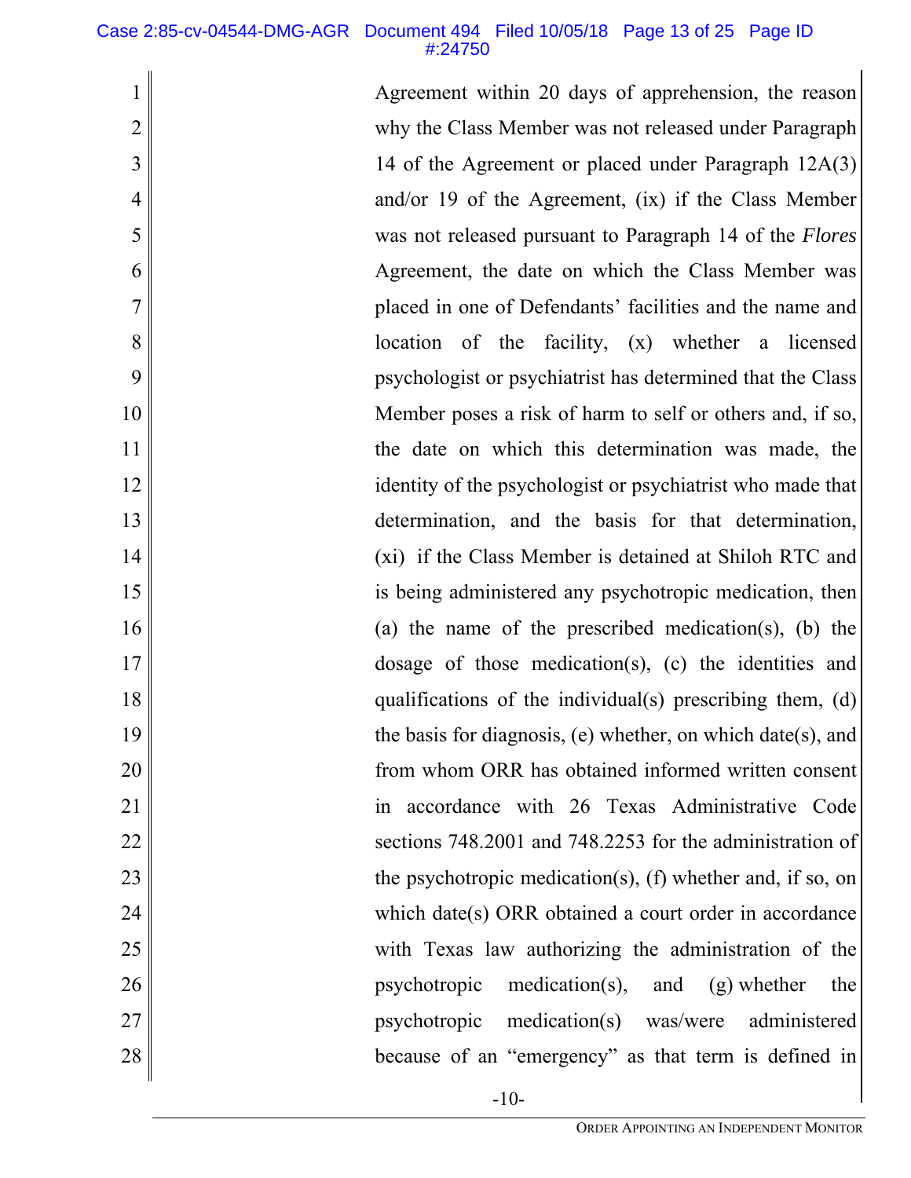Agreement within 20 days of apprehension, the reason why the Class Member was not released under Paragraph 14 of the Agreement or placed under Paragraph 12A(3) and/or 19 of the Agreement, (ix) if the Class Member was not released pursuant to Paragraph 14 of the *Flores* Agreement, the date on which the Class Member was placed in one of Defendants' facilities and the name and location of the facility, (x) whether a licensed psychologist or psychiatrist has determined that the Class Member poses a risk of harm to self or others and, if so, the date on which this determination was made, the identity of the psychologist or psychiatrist who made that determination, and the basis for that determination, (xi) if the Class Member is detained at Shiloh RTC and is being administered any psychotropic medication, then (a) the name of the prescribed medication(s), (b) the dosage of those medication(s), (c) the identities and qualifications of the individual(s) prescribing them, (d) the basis for diagnosis, (e) whether, on which date(s), and from whom ORR has obtained informed written consent in accordance with 26 Texas Administrative Code sections 748.2001 and 748.2253 for the administration of the psychotropic medication(s), (f) whether and, if so, on which date(s) ORR obtained a court order in accordance with Texas law authorizing the administration of the psychotropic medication(s), and (g) whether the psychotropic medication(s) was/were administered because of an "emergency" as that term is defined in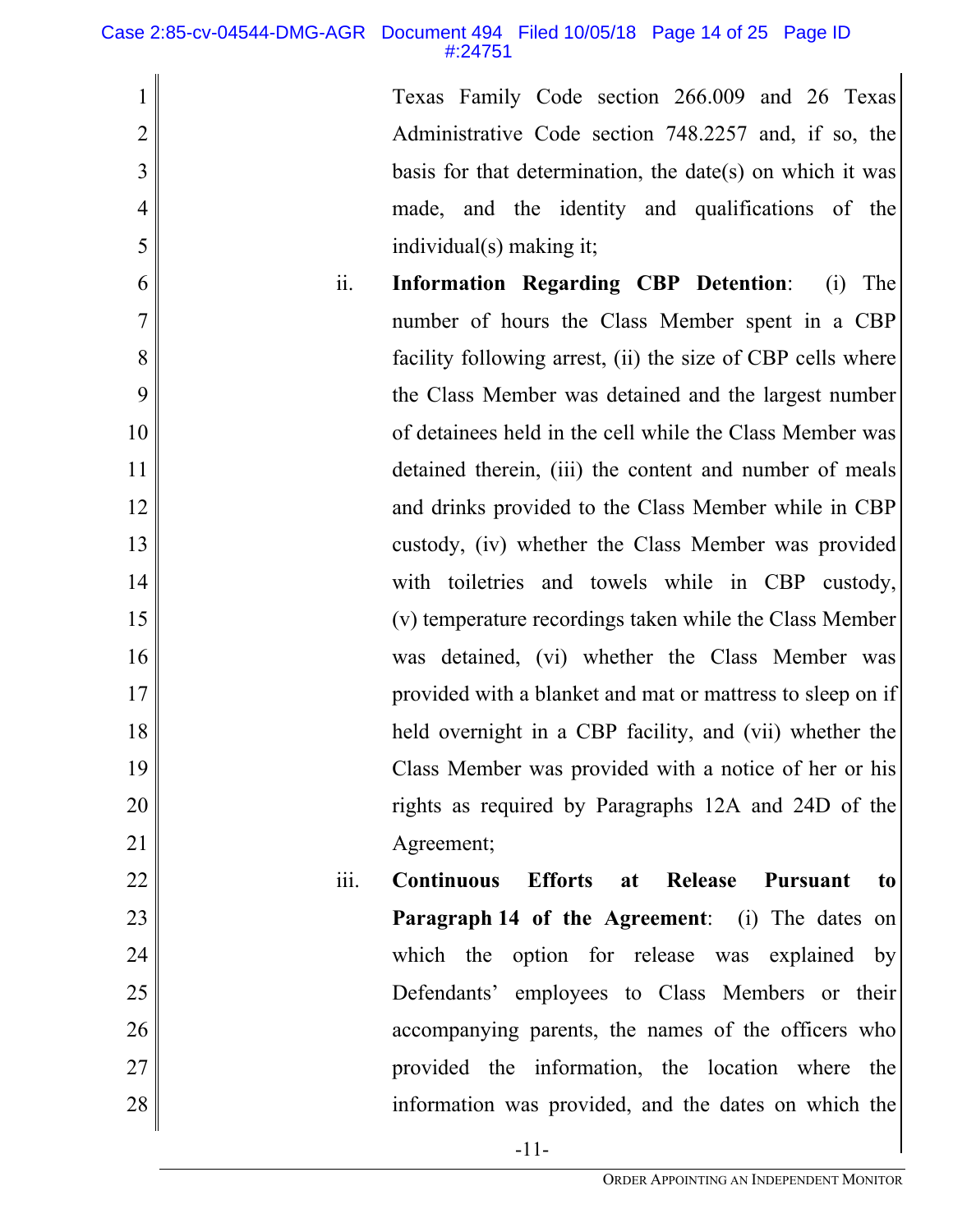Texas Family Code section 266.009 and 26 Texas Administrative Code section 748.2257 and, if so, the basis for that determination, the date(s) on which it was made, and the identity and qualifications of the individual(s) making it;

ii. **Information Regarding CBP Detention**: (i) The number of hours the Class Member spent in a CBP facility following arrest, (ii) the size of CBP cells where the Class Member was detained and the largest number of detainees held in the cell while the Class Member was detained therein, (iii) the content and number of meals and drinks provided to the Class Member while in CBP custody, (iv) whether the Class Member was provided with toiletries and towels while in CBP custody, (v) temperature recordings taken while the Class Member was detained, (vi) whether the Class Member was provided with a blanket and mat or mattress to sleep on if held overnight in a CBP facility, and (vii) whether the Class Member was provided with a notice of her or his rights as required by Paragraphs 12A and 24D of the Agreement;

iii. **Continuous Efforts at Release Pursuant to Paragraph 14 of the Agreement**: (i) The dates on which the option for release was explained by Defendants' employees to Class Members or their accompanying parents, the names of the officers who provided the information, the location where the information was provided, and the dates on which the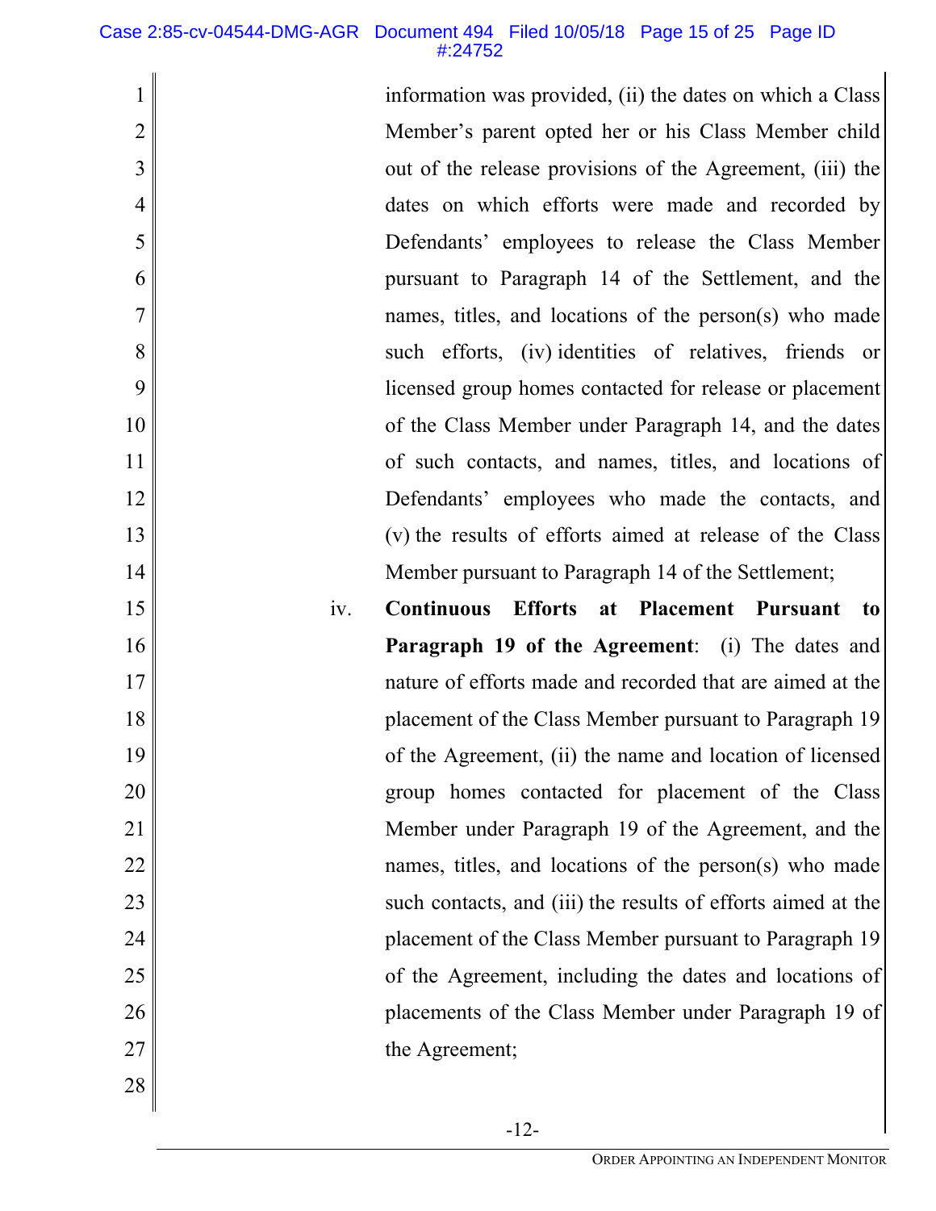information was provided, (ii) the dates on which a Class Member's parent opted her or his Class Member child out of the release provisions of the Agreement, (iii) the dates on which efforts were made and recorded by Defendants' employees to release the Class Member pursuant to Paragraph 14 of the Settlement, and the names, titles, and locations of the person(s) who made such efforts, (iv) identities of relatives, friends or licensed group homes contacted for release or placement of the Class Member under Paragraph 14, and the dates of such contacts, and names, titles, and locations of Defendants' employees who made the contacts, and (v) the results of efforts aimed at release of the Class Member pursuant to Paragraph 14 of the Settlement;

iv. **Continuous Efforts at Placement Pursuant to Paragraph 19 of the Agreement**: (i) The dates and nature of efforts made and recorded that are aimed at the placement of the Class Member pursuant to Paragraph 19 of the Agreement, (ii) the name and location of licensed group homes contacted for placement of the Class Member under Paragraph 19 of the Agreement, and the names, titles, and locations of the person(s) who made such contacts, and (iii) the results of efforts aimed at the placement of the Class Member pursuant to Paragraph 19 of the Agreement, including the dates and locations of placements of the Class Member under Paragraph 19 of the Agreement;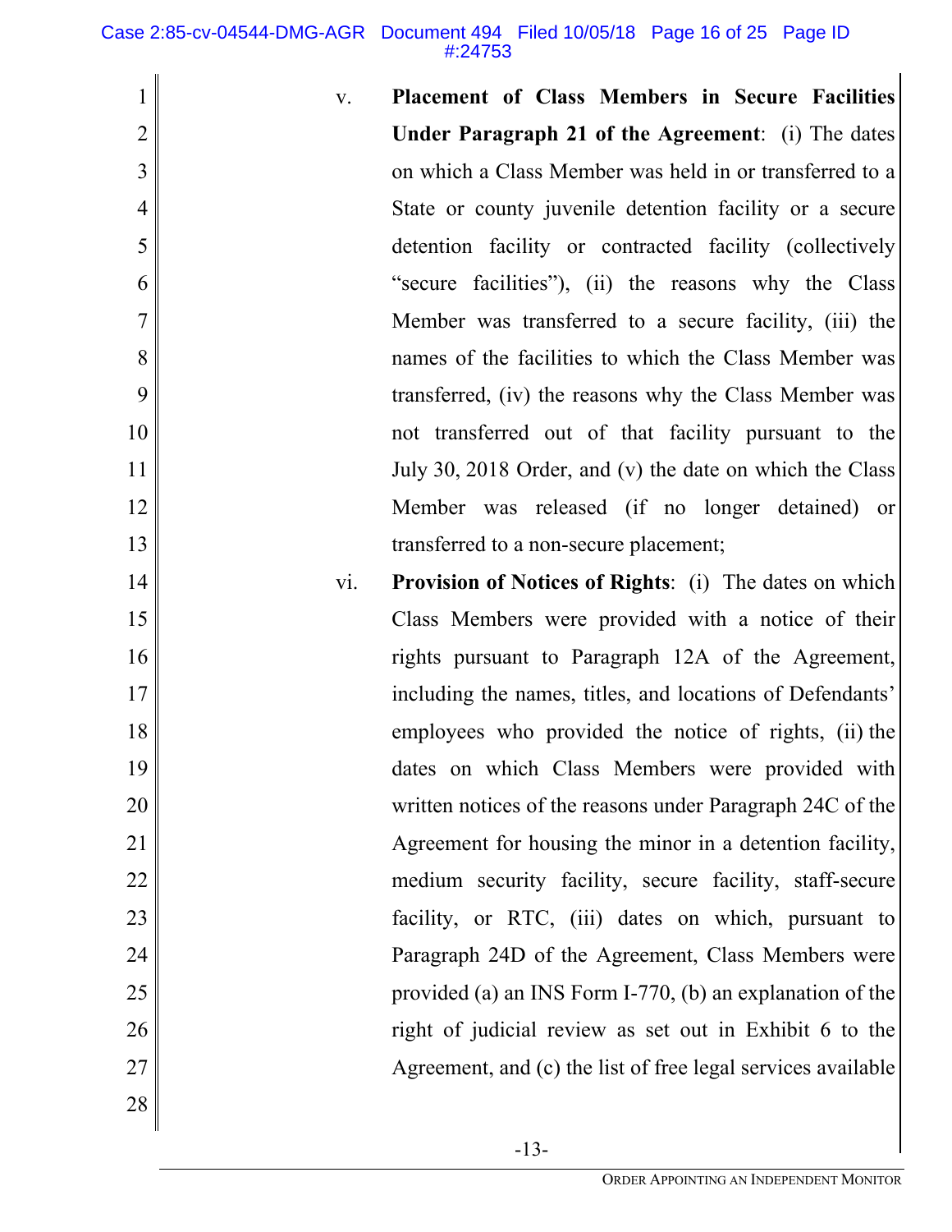v. **Placement of Class Members in Secure Facilities Under Paragraph 21 of the Agreement**: (i) The dates on which a Class Member was held in or transferred to a State or county juvenile detention facility or a secure detention facility or contracted facility (collectively "secure facilities"), (ii) the reasons why the Class Member was transferred to a secure facility, (iii) the names of the facilities to which the Class Member was transferred, (iv) the reasons why the Class Member was not transferred out of that facility pursuant to the July 30, 2018 Order, and (v) the date on which the Class Member was released (if no longer detained) or transferred to a non-secure placement;

vi. **Provision of Notices of Rights**: (i) The dates on which Class Members were provided with a notice of their rights pursuant to Paragraph 12A of the Agreement, including the names, titles, and locations of Defendants' employees who provided the notice of rights, (ii) the dates on which Class Members were provided with written notices of the reasons under Paragraph 24C of the Agreement for housing the minor in a detention facility, medium security facility, secure facility, staff-secure facility, or RTC, (iii) dates on which, pursuant to Paragraph 24D of the Agreement, Class Members were provided (a) an INS Form I-770, (b) an explanation of the right of judicial review as set out in Exhibit 6 to the Agreement, and (c) the list of free legal services available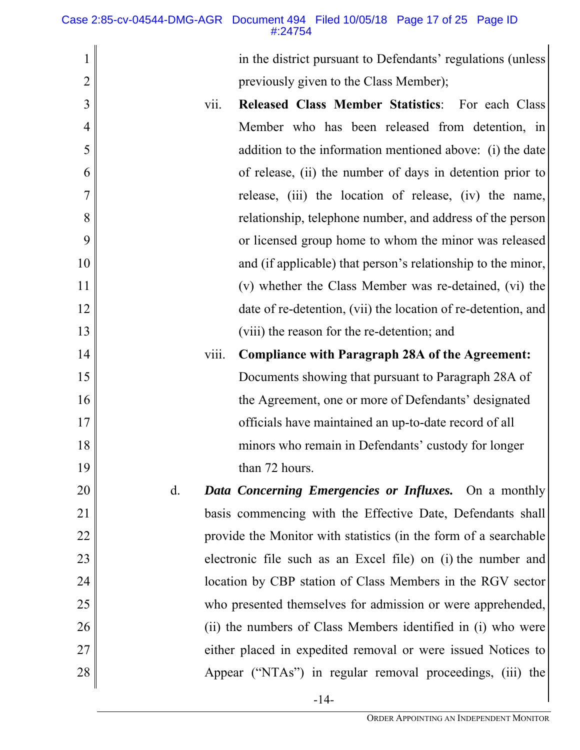in the district pursuant to Defendants' regulations (unless previously given to the Class Member);

vii. **Released Class Member Statistics**: For each Class Member who has been released from detention, in addition to the information mentioned above: (i) the date of release, (ii) the number of days in detention prior to release, (iii) the location of release, (iv) the name, relationship, telephone number, and address of the person or licensed group home to whom the minor was released and (if applicable) that person's relationship to the minor, (v) whether the Class Member was re-detained, (vi) the date of re-detention, (vii) the location of re-detention, and (viii) the reason for the re-detention; and

viii. **Compliance with Paragraph 28A of the Agreement:** Documents showing that pursuant to Paragraph 28A of the Agreement, one or more of Defendants' designated officials have maintained an up-to-date record of all minors who remain in Defendants' custody for longer than 72 hours.

d. ***Data Concerning Emergencies or Influxes.*** On a monthly basis commencing with the Effective Date, Defendants shall provide the Monitor with statistics (in the form of a searchable electronic file such as an Excel file) on (i) the number and location by CBP station of Class Members in the RGV sector who presented themselves for admission or were apprehended, (ii) the numbers of Class Members identified in (i) who were either placed in expedited removal or were issued Notices to Appear ("NTAs") in regular removal proceedings, (iii) the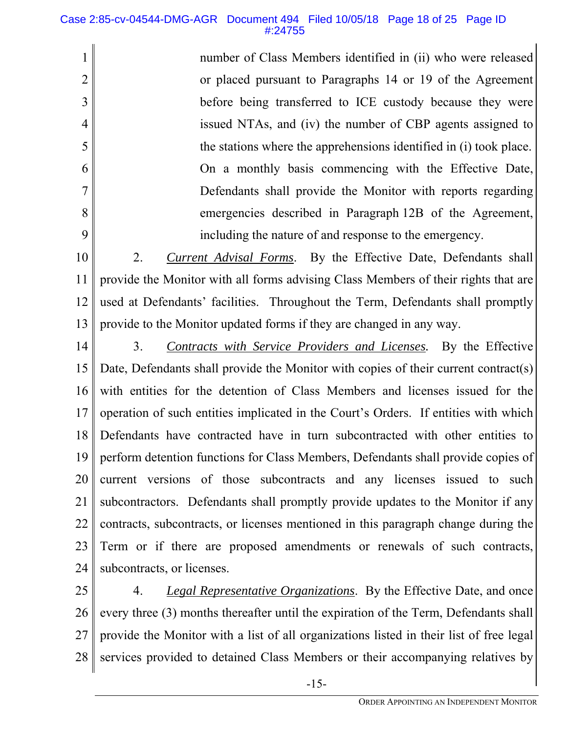number of Class Members identified in (ii) who were released or placed pursuant to Paragraphs 14 or 19 of the Agreement before being transferred to ICE custody because they were issued NTAs, and (iv) the number of CBP agents assigned to the stations where the apprehensions identified in (i) took place. On a monthly basis commencing with the Effective Date, Defendants shall provide the Monitor with reports regarding emergencies described in Paragraph 12B of the Agreement, including the nature of and response to the emergency.

2. *Current Advisal Forms*. By the Effective Date, Defendants shall provide the Monitor with all forms advising Class Members of their rights that are used at Defendants' facilities. Throughout the Term, Defendants shall promptly provide to the Monitor updated forms if they are changed in any way.

3. *Contracts with Service Providers and Licenses.* By the Effective Date, Defendants shall provide the Monitor with copies of their current contract(s) with entities for the detention of Class Members and licenses issued for the operation of such entities implicated in the Court's Orders. If entities with which Defendants have contracted have in turn subcontracted with other entities to perform detention functions for Class Members, Defendants shall provide copies of current versions of those subcontracts and any licenses issued to such subcontractors. Defendants shall promptly provide updates to the Monitor if any contracts, subcontracts, or licenses mentioned in this paragraph change during the Term or if there are proposed amendments or renewals of such contracts, subcontracts, or licenses.

4. *Legal Representative Organizations*. By the Effective Date, and once every three (3) months thereafter until the expiration of the Term, Defendants shall provide the Monitor with a list of all organizations listed in their list of free legal services provided to detained Class Members or their accompanying relatives by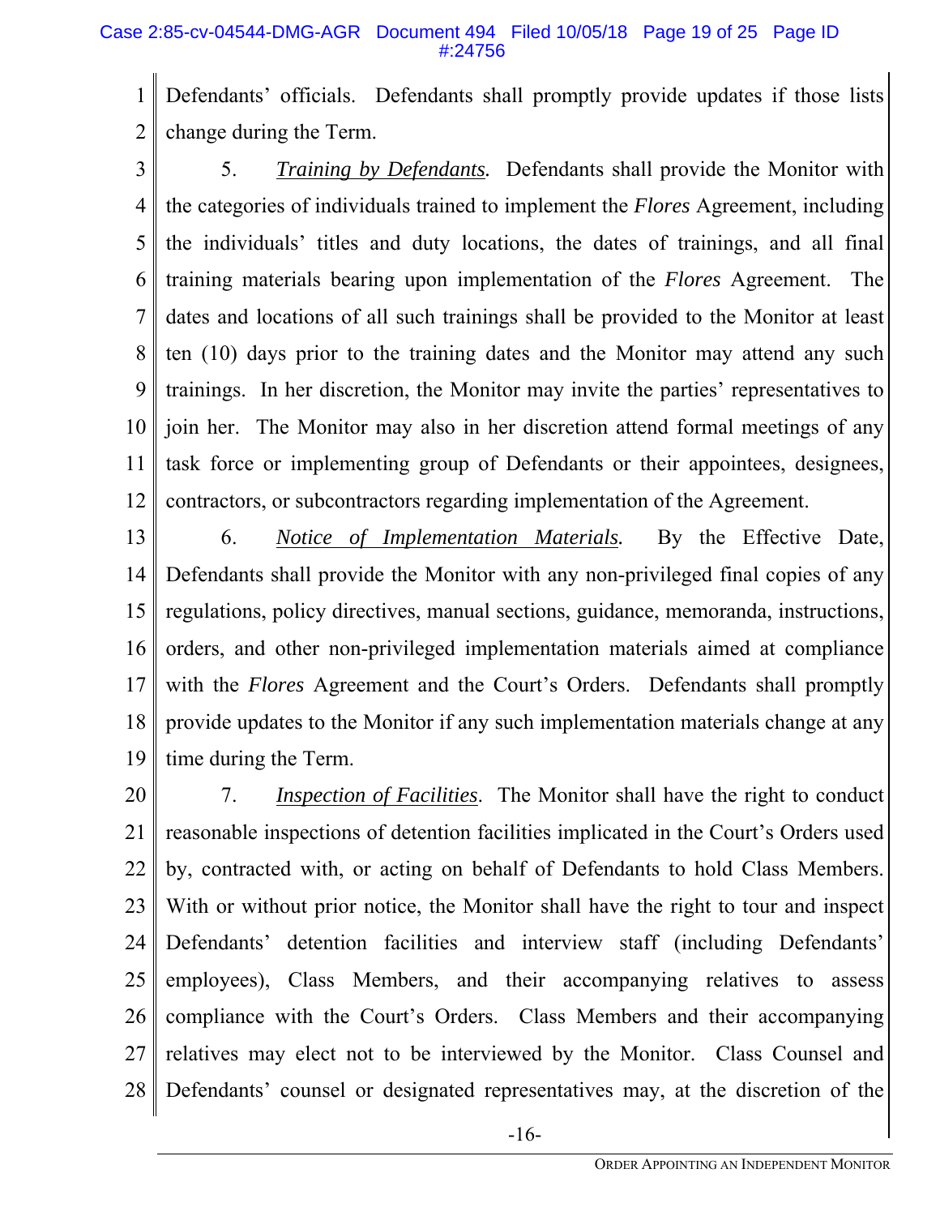Defendants' officials. Defendants shall promptly provide updates if those lists change during the Term.

5. *Training by Defendants.* Defendants shall provide the Monitor with the categories of individuals trained to implement the *Flores* Agreement, including the individuals' titles and duty locations, the dates of trainings, and all final training materials bearing upon implementation of the *Flores* Agreement. The dates and locations of all such trainings shall be provided to the Monitor at least ten (10) days prior to the training dates and the Monitor may attend any such trainings. In her discretion, the Monitor may invite the parties' representatives to join her. The Monitor may also in her discretion attend formal meetings of any task force or implementing group of Defendants or their appointees, designees, contractors, or subcontractors regarding implementation of the Agreement.

6. *Notice of Implementation Materials.* By the Effective Date, Defendants shall provide the Monitor with any non-privileged final copies of any regulations, policy directives, manual sections, guidance, memoranda, instructions, orders, and other non-privileged implementation materials aimed at compliance with the *Flores* Agreement and the Court's Orders. Defendants shall promptly provide updates to the Monitor if any such implementation materials change at any time during the Term.

7. *Inspection of Facilities*. The Monitor shall have the right to conduct reasonable inspections of detention facilities implicated in the Court's Orders used by, contracted with, or acting on behalf of Defendants to hold Class Members. With or without prior notice, the Monitor shall have the right to tour and inspect Defendants' detention facilities and interview staff (including Defendants' employees), Class Members, and their accompanying relatives to assess compliance with the Court's Orders. Class Members and their accompanying relatives may elect not to be interviewed by the Monitor. Class Counsel and Defendants' counsel or designated representatives may, at the discretion of the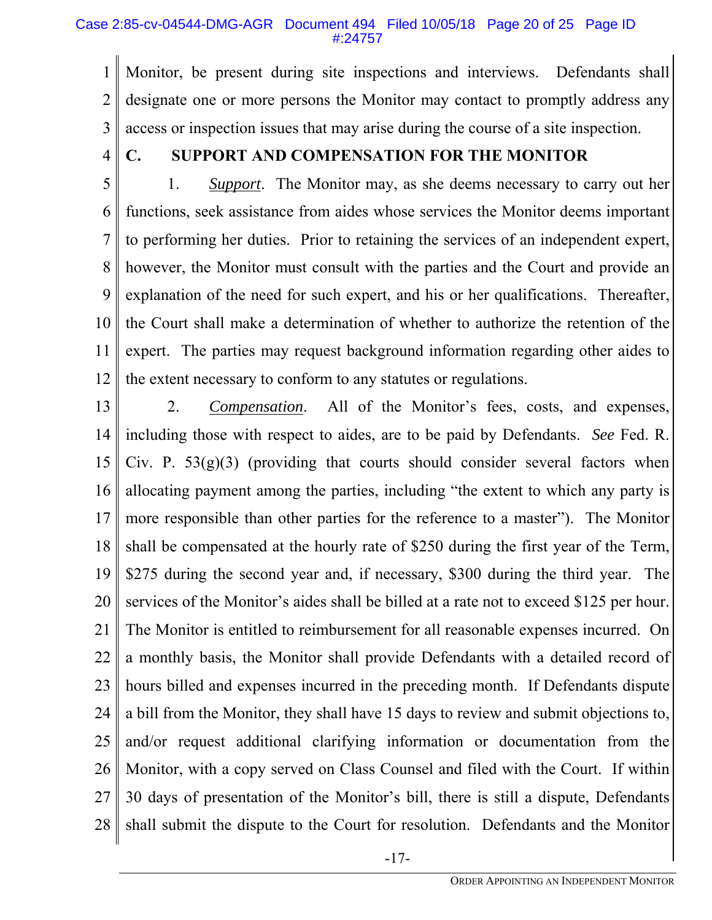Monitor, be present during site inspections and interviews. Defendants shall designate one or more persons the Monitor may contact to promptly address any access or inspection issues that may arise during the course of a site inspection.

## C. SUPPORT AND COMPENSATION FOR THE MONITOR

1. *Support*. The Monitor may, as she deems necessary to carry out her functions, seek assistance from aides whose services the Monitor deems important to performing her duties. Prior to retaining the services of an independent expert, however, the Monitor must consult with the parties and the Court and provide an explanation of the need for such expert, and his or her qualifications. Thereafter, the Court shall make a determination of whether to authorize the retention of the expert. The parties may request background information regarding other aides to the extent necessary to conform to any statutes or regulations.

2. *Compensation*. All of the Monitor's fees, costs, and expenses, including those with respect to aides, are to be paid by Defendants. *See* Fed. R. Civ. P. 53(g)(3) (providing that courts should consider several factors when allocating payment among the parties, including "the extent to which any party is more responsible than other parties for the reference to a master"). The Monitor shall be compensated at the hourly rate of $250 during the first year of the Term, $275 during the second year and, if necessary, $300 during the third year. The services of the Monitor's aides shall be billed at a rate not to exceed $125 per hour. The Monitor is entitled to reimbursement for all reasonable expenses incurred. On a monthly basis, the Monitor shall provide Defendants with a detailed record of hours billed and expenses incurred in the preceding month. If Defendants dispute a bill from the Monitor, they shall have 15 days to review and submit objections to, and/or request additional clarifying information or documentation from the Monitor, with a copy served on Class Counsel and filed with the Court. If within 30 days of presentation of the Monitor's bill, there is still a dispute, Defendants shall submit the dispute to the Court for resolution. Defendants and the Monitor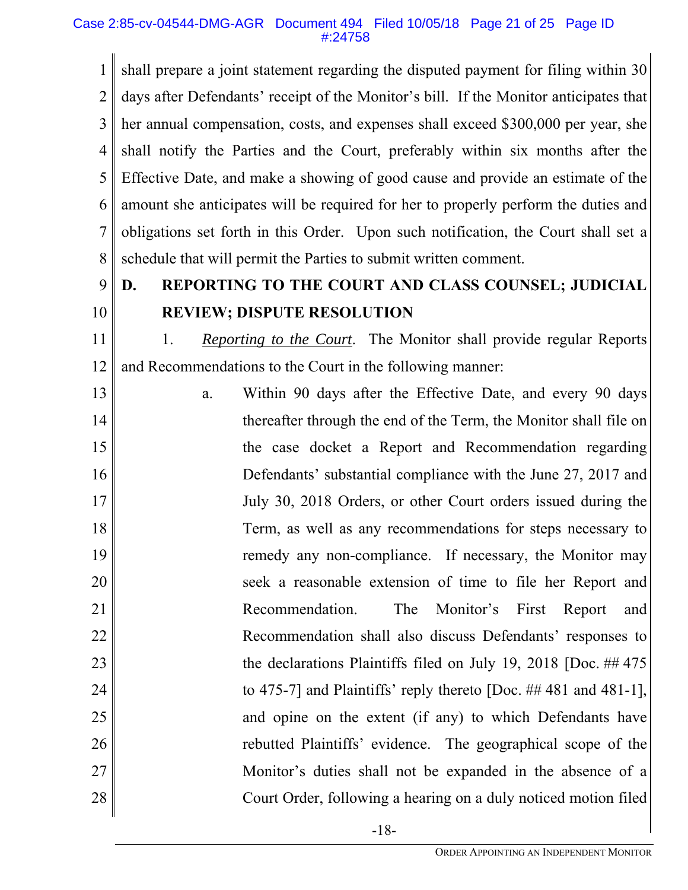shall prepare a joint statement regarding the disputed payment for filing within 30 days after Defendants' receipt of the Monitor's bill. If the Monitor anticipates that her annual compensation, costs, and expenses shall exceed $300,000 per year, she shall notify the Parties and the Court, preferably within six months after the Effective Date, and make a showing of good cause and provide an estimate of the amount she anticipates will be required for her to properly perform the duties and obligations set forth in this Order. Upon such notification, the Court shall set a schedule that will permit the Parties to submit written comment.

## D. REPORTING TO THE COURT AND CLASS COUNSEL; JUDICIAL REVIEW; DISPUTE RESOLUTION

1. *Reporting to the Court*. The Monitor shall provide regular Reports and Recommendations to the Court in the following manner:

   a. Within 90 days after the Effective Date, and every 90 days thereafter through the end of the Term, the Monitor shall file on the case docket a Report and Recommendation regarding Defendants' substantial compliance with the June 27, 2017 and July 30, 2018 Orders, or other Court orders issued during the Term, as well as any recommendations for steps necessary to remedy any non-compliance. If necessary, the Monitor may seek a reasonable extension of time to file her Report and Recommendation. The Monitor's First Report and Recommendation shall also discuss Defendants' responses to the declarations Plaintiffs filed on July 19, 2018 [Doc. ## 475 to 475-7] and Plaintiffs' reply thereto [Doc. ## 481 and 481-1], and opine on the extent (if any) to which Defendants have rebutted Plaintiffs' evidence. The geographical scope of the Monitor's duties shall not be expanded in the absence of a Court Order, following a hearing on a duly noticed motion filed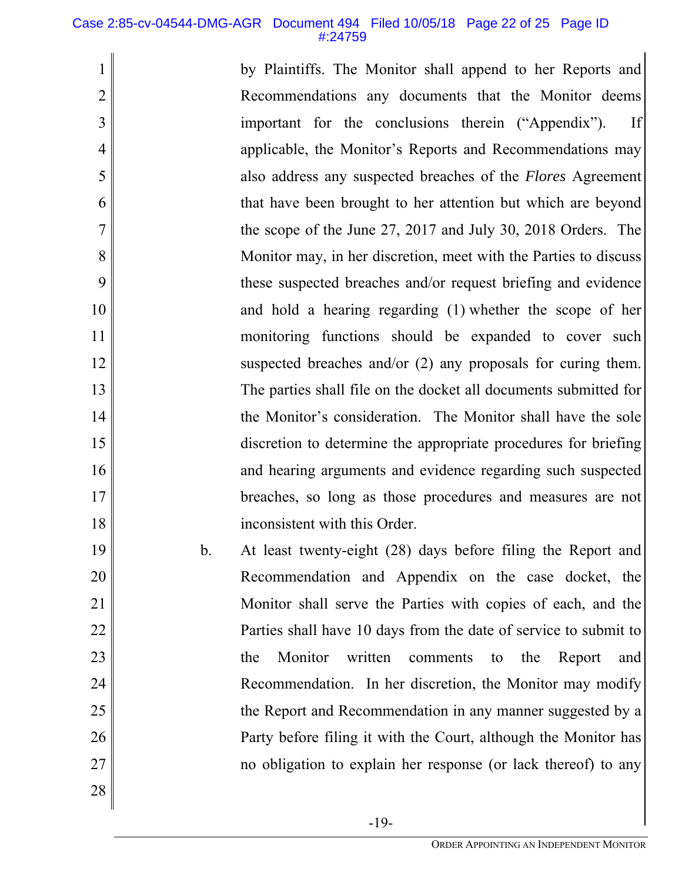by Plaintiffs. The Monitor shall append to her Reports and Recommendations any documents that the Monitor deems important for the conclusions therein ("Appendix"). If applicable, the Monitor's Reports and Recommendations may also address any suspected breaches of the *Flores* Agreement that have been brought to her attention but which are beyond the scope of the June 27, 2017 and July 30, 2018 Orders. The Monitor may, in her discretion, meet with the Parties to discuss these suspected breaches and/or request briefing and evidence and hold a hearing regarding (1) whether the scope of her monitoring functions should be expanded to cover such suspected breaches and/or (2) any proposals for curing them. The parties shall file on the docket all documents submitted for the Monitor's consideration. The Monitor shall have the sole discretion to determine the appropriate procedures for briefing and hearing arguments and evidence regarding such suspected breaches, so long as those procedures and measures are not inconsistent with this Order.

b. At least twenty-eight (28) days before filing the Report and Recommendation and Appendix on the case docket, the Monitor shall serve the Parties with copies of each, and the Parties shall have 10 days from the date of service to submit to the Monitor written comments to the Report and Recommendation. In her discretion, the Monitor may modify the Report and Recommendation in any manner suggested by a Party before filing it with the Court, although the Monitor has no obligation to explain her response (or lack thereof) to any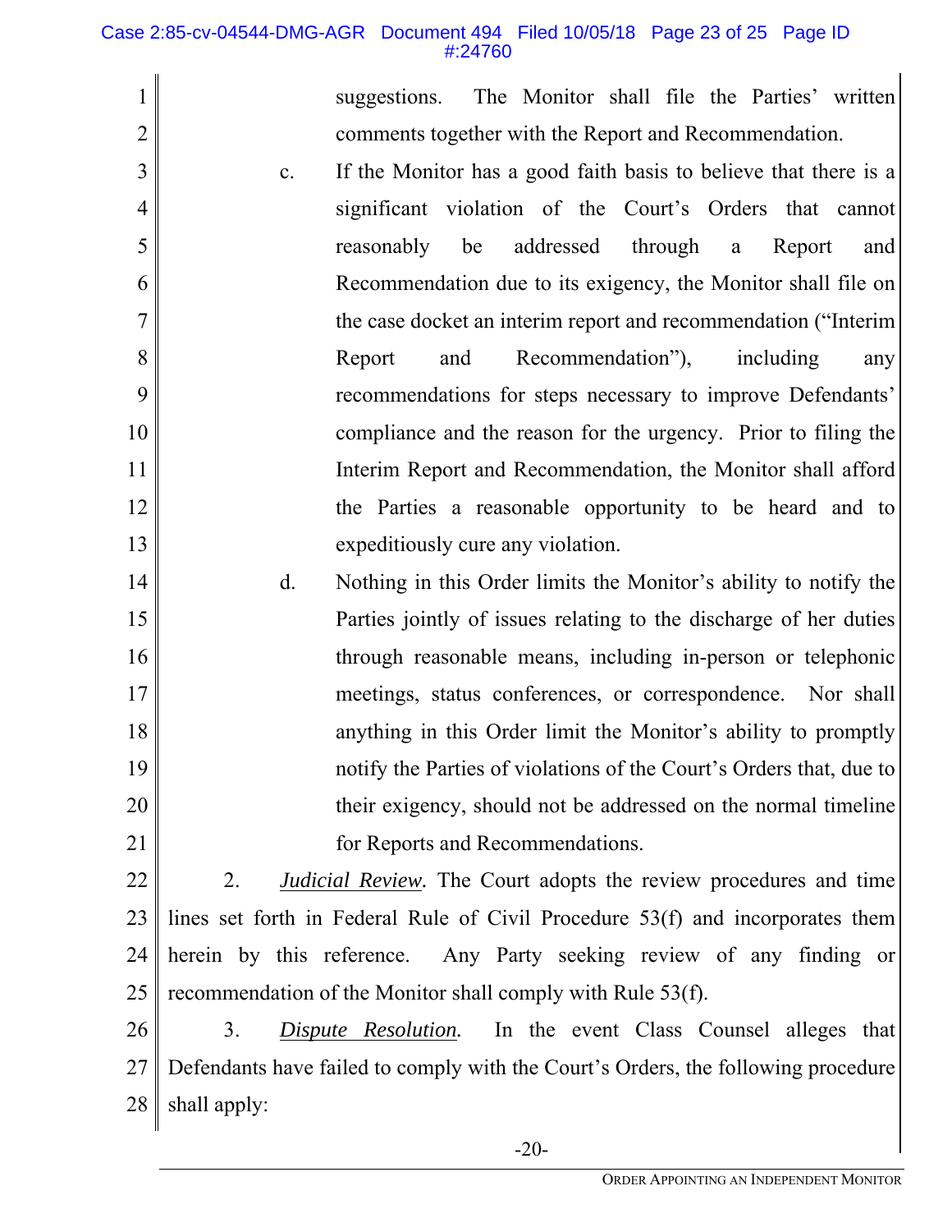suggestions. The Monitor shall file the Parties' written comments together with the Report and Recommendation.

c. If the Monitor has a good faith basis to believe that there is a significant violation of the Court's Orders that cannot reasonably be addressed through a Report and Recommendation due to its exigency, the Monitor shall file on the case docket an interim report and recommendation ("Interim Report and Recommendation"), including any recommendations for steps necessary to improve Defendants' compliance and the reason for the urgency. Prior to filing the Interim Report and Recommendation, the Monitor shall afford the Parties a reasonable opportunity to be heard and to expeditiously cure any violation.

d. Nothing in this Order limits the Monitor's ability to notify the Parties jointly of issues relating to the discharge of her duties through reasonable means, including in-person or telephonic meetings, status conferences, or correspondence. Nor shall anything in this Order limit the Monitor's ability to promptly notify the Parties of violations of the Court's Orders that, due to their exigency, should not be addressed on the normal timeline for Reports and Recommendations.

2. ***Judicial Review***. The Court adopts the review procedures and time lines set forth in Federal Rule of Civil Procedure 53(f) and incorporates them herein by this reference. Any Party seeking review of any finding or recommendation of the Monitor shall comply with Rule 53(f).

3. ***Dispute Resolution***. In the event Class Counsel alleges that Defendants have failed to comply with the Court's Orders, the following procedure shall apply: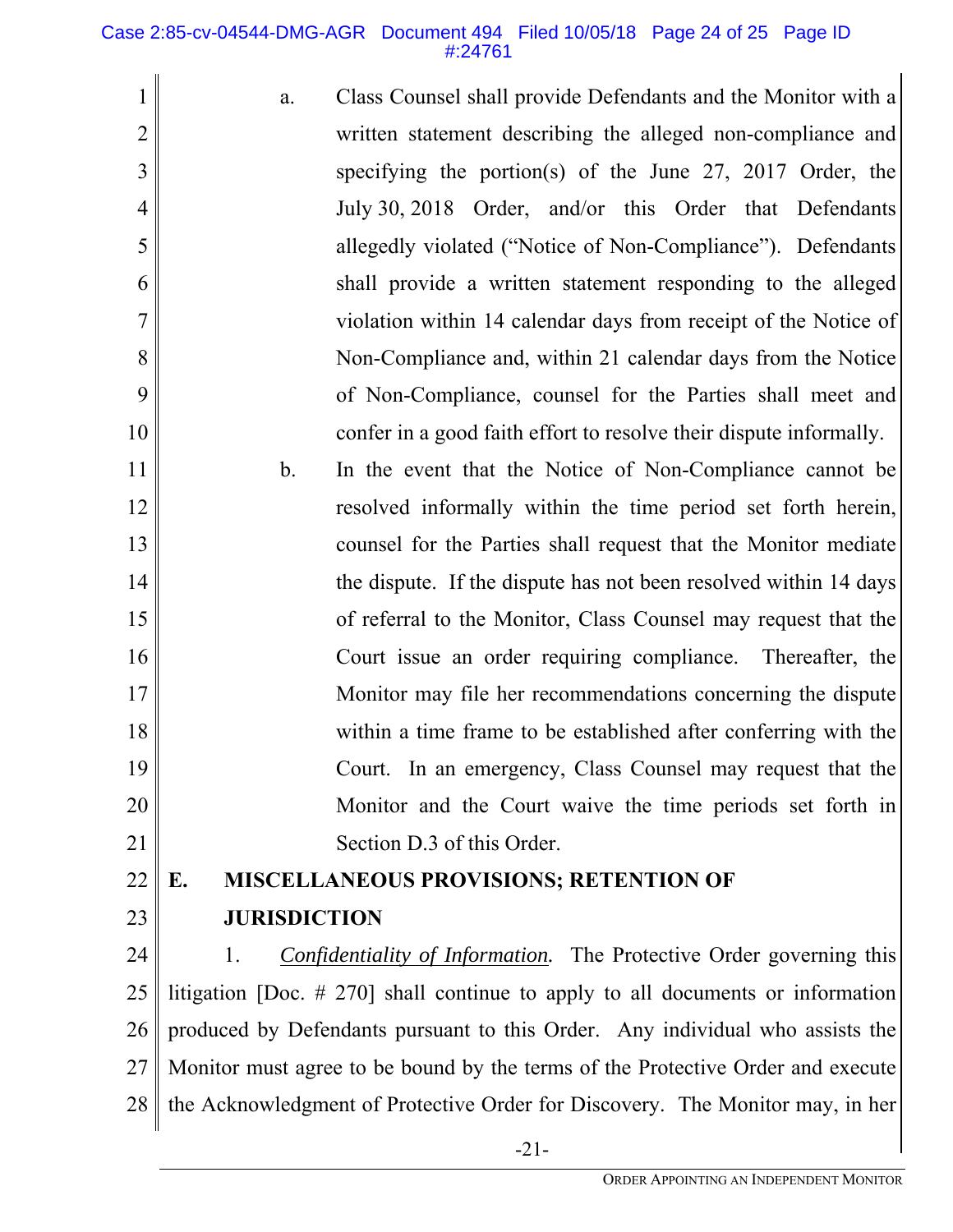a. Class Counsel shall provide Defendants and the Monitor with a written statement describing the alleged non-compliance and specifying the portion(s) of the June 27, 2017 Order, the July 30, 2018 Order, and/or this Order that Defendants allegedly violated ("Notice of Non-Compliance"). Defendants shall provide a written statement responding to the alleged violation within 14 calendar days from receipt of the Notice of Non-Compliance and, within 21 calendar days from the Notice of Non-Compliance, counsel for the Parties shall meet and confer in a good faith effort to resolve their dispute informally.

b. In the event that the Notice of Non-Compliance cannot be resolved informally within the time period set forth herein, counsel for the Parties shall request that the Monitor mediate the dispute. If the dispute has not been resolved within 14 days of referral to the Monitor, Class Counsel may request that the Court issue an order requiring compliance. Thereafter, the Monitor may file her recommendations concerning the dispute within a time frame to be established after conferring with the Court. In an emergency, Class Counsel may request that the Monitor and the Court waive the time periods set forth in Section D.3 of this Order.

## E. MISCELLANEOUS PROVISIONS; RETENTION OF JURISDICTION

1. *Confidentiality of Information.* The Protective Order governing this litigation [Doc. # 270] shall continue to apply to all documents or information produced by Defendants pursuant to this Order. Any individual who assists the Monitor must agree to be bound by the terms of the Protective Order and execute the Acknowledgment of Protective Order for Discovery. The Monitor may, in her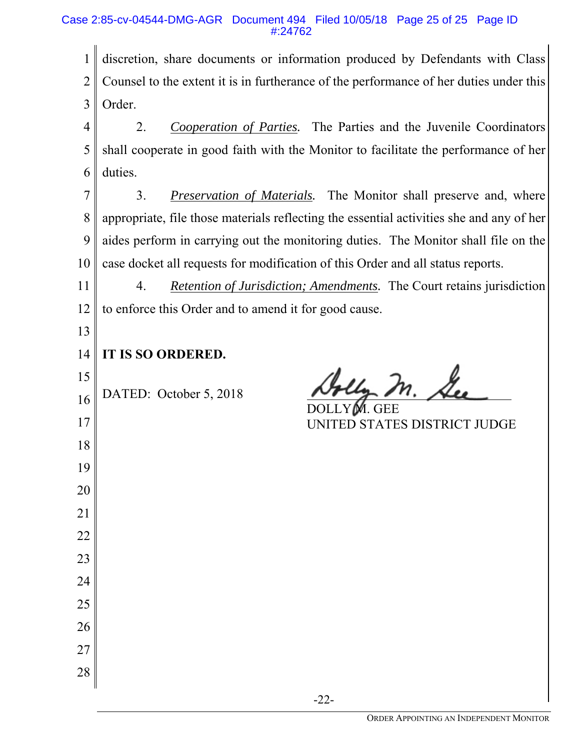discretion, share documents or information produced by Defendants with Class Counsel to the extent it is in furtherance of the performance of her duties under this Order.

2. *Cooperation of Parties.* The Parties and the Juvenile Coordinators shall cooperate in good faith with the Monitor to facilitate the performance of her duties.

3. *Preservation of Materials.* The Monitor shall preserve and, where appropriate, file those materials reflecting the essential activities she and any of her aides perform in carrying out the monitoring duties. The Monitor shall file on the case docket all requests for modification of this Order and all status reports.

4. *Retention of Jurisdiction; Amendments.* The Court retains jurisdiction to enforce this Order and to amend it for good cause.

**IT IS SO ORDERED.**

DATED: October 5, 2018

DOLLY M. GEE
UNITED STATES DISTRICT JUDGE